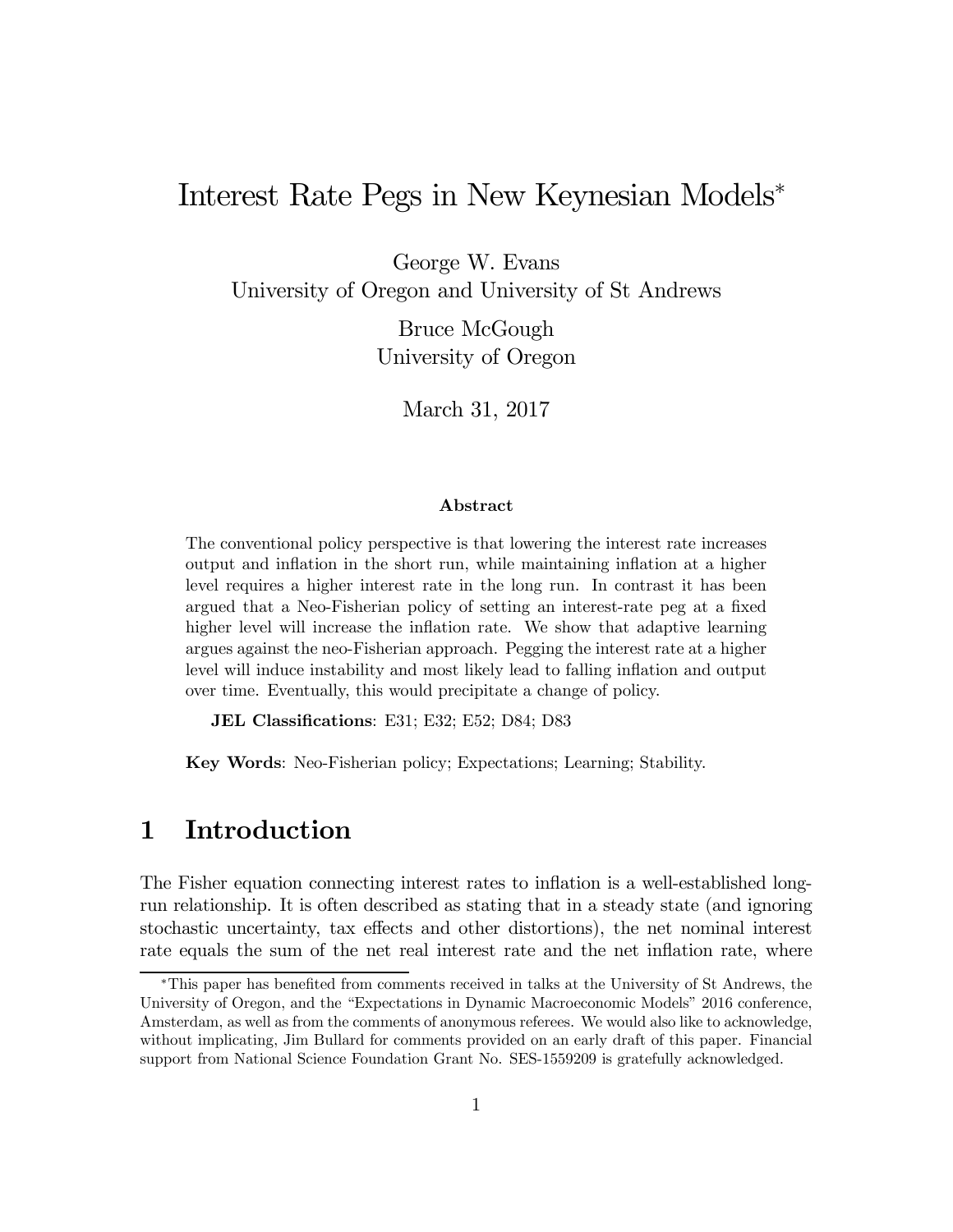# Interest Rate Pegs in New Keynesian Models*

George W. Evans
University of Oregon and University of St Andrews

Bruce McGough
University of Oregon

March 31, 2017

#### Abstract

The conventional policy perspective is that lowering the interest rate increases output and inflation in the short run, while maintaining inflation at a higher level requires a higher interest rate in the long run. In contrast it has been argued that a Neo-Fisherian policy of setting an interest-rate peg at a fixed higher level will increase the inflation rate. We show that adaptive learning argues against the neo-Fisherian approach. Pegging the interest rate at a higher level will induce instability and most likely lead to falling inflation and output over time. Eventually, this would precipitate a change of policy.

**JEL Classifications**: E31; E32; E52; D84; D83

**Key Words**: Neo-Fisherian policy; Expectations; Learning; Stability.

## 1 Introduction

The Fisher equation connecting interest rates to inflation is a well-established long-run relationship. It is often described as stating that in a steady state (and ignoring stochastic uncertainty, tax effects and other distortions), the net nominal interest rate equals the sum of the net real interest rate and the net inflation rate, where

*This paper has benefited from comments received in talks at the University of St Andrews, the University of Oregon, and the "Expectations in Dynamic Macroeconomic Models" 2016 conference, Amsterdam, as well as from the comments of anonymous referees. We would also like to acknowledge, without implicating, Jim Bullard for comments provided on an early draft of this paper. Financial support from National Science Foundation Grant No. SES-1559209 is gratefully acknowledged.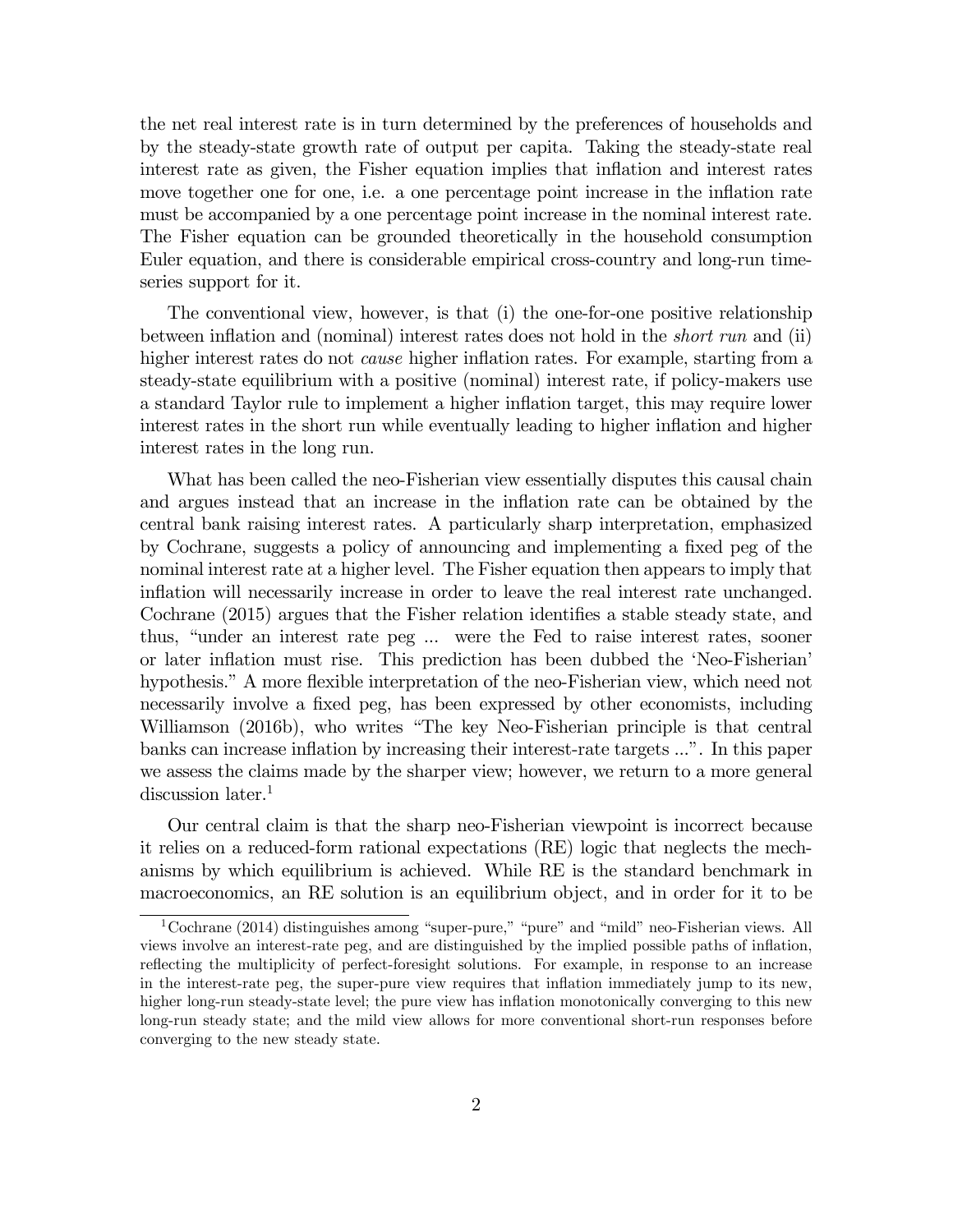the net real interest rate is in turn determined by the preferences of households and by the steady-state growth rate of output per capita. Taking the steady-state real interest rate as given, the Fisher equation implies that inflation and interest rates move together one for one, i.e. a one percentage point increase in the inflation rate must be accompanied by a one percentage point increase in the nominal interest rate. The Fisher equation can be grounded theoretically in the household consumption Euler equation, and there is considerable empirical cross-country and long-run time-series support for it.

The conventional view, however, is that (i) the one-for-one positive relationship between inflation and (nominal) interest rates does not hold in the *short run* and (ii) higher interest rates do not *cause* higher inflation rates. For example, starting from a steady-state equilibrium with a positive (nominal) interest rate, if policy-makers use a standard Taylor rule to implement a higher inflation target, this may require lower interest rates in the short run while eventually leading to higher inflation and higher interest rates in the long run.

What has been called the neo-Fisherian view essentially disputes this causal chain and argues instead that an increase in the inflation rate can be obtained by the central bank raising interest rates. A particularly sharp interpretation, emphasized by Cochrane, suggests a policy of announcing and implementing a fixed peg of the nominal interest rate at a higher level. The Fisher equation then appears to imply that inflation will necessarily increase in order to leave the real interest rate unchanged. Cochrane (2015) argues that the Fisher relation identifies a stable steady state, and thus, "under an interest rate peg ... were the Fed to raise interest rates, sooner or later inflation must rise. This prediction has been dubbed the 'Neo-Fisherian' hypothesis." A more flexible interpretation of the neo-Fisherian view, which need not necessarily involve a fixed peg, has been expressed by other economists, including Williamson (2016b), who writes "The key Neo-Fisherian principle is that central banks can increase inflation by increasing their interest-rate targets ...". In this paper we assess the claims made by the sharper view; however, we return to a more general discussion later.[1]

Our central claim is that the sharp neo-Fisherian viewpoint is incorrect because it relies on a reduced-form rational expectations (RE) logic that neglects the mechanisms by which equilibrium is achieved. While RE is the standard benchmark in macroeconomics, an RE solution is an equilibrium object, and in order for it to be

[1] Cochrane (2014) distinguishes among "super-pure," "pure" and "mild" neo-Fisherian views. All views involve an interest-rate peg, and are distinguished by the implied possible paths of inflation, reflecting the multiplicity of perfect-foresight solutions. For example, in response to an increase in the interest-rate peg, the super-pure view requires that inflation immediately jump to its new, higher long-run steady-state level; the pure view has inflation monotonically converging to this new long-run steady state; and the mild view allows for more conventional short-run responses before converging to the new steady state.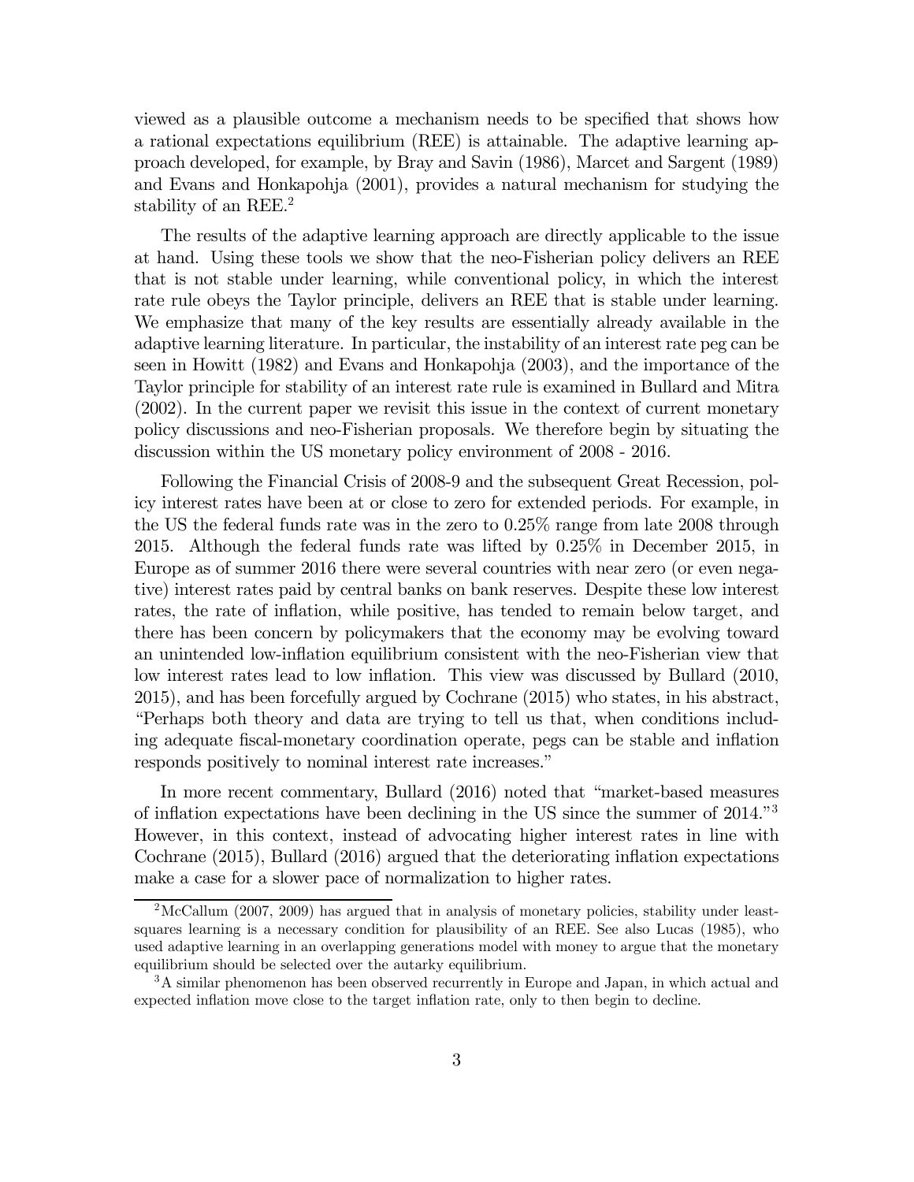viewed as a plausible outcome a mechanism needs to be specified that shows how a rational expectations equilibrium (REE) is attainable. The adaptive learning approach developed, for example, by Bray and Savin (1986), Marcet and Sargent (1989) and Evans and Honkapohja (2001), provides a natural mechanism for studying the stability of an REE.[2]

The results of the adaptive learning approach are directly applicable to the issue at hand. Using these tools we show that the neo-Fisherian policy delivers an REE that is not stable under learning, while conventional policy, in which the interest rate rule obeys the Taylor principle, delivers an REE that is stable under learning. We emphasize that many of the key results are essentially already available in the adaptive learning literature. In particular, the instability of an interest rate peg can be seen in Howitt (1982) and Evans and Honkapohja (2003), and the importance of the Taylor principle for stability of an interest rate rule is examined in Bullard and Mitra (2002). In the current paper we revisit this issue in the context of current monetary policy discussions and neo-Fisherian proposals. We therefore begin by situating the discussion within the US monetary policy environment of 2008 - 2016.

Following the Financial Crisis of 2008-9 and the subsequent Great Recession, policy interest rates have been at or close to zero for extended periods. For example, in the US the federal funds rate was in the zero to 0.25% range from late 2008 through 2015. Although the federal funds rate was lifted by 0.25% in December 2015, in Europe as of summer 2016 there were several countries with near zero (or even negative) interest rates paid by central banks on bank reserves. Despite these low interest rates, the rate of inflation, while positive, has tended to remain below target, and there has been concern by policymakers that the economy may be evolving toward an unintended low-inflation equilibrium consistent with the neo-Fisherian view that low interest rates lead to low inflation. This view was discussed by Bullard (2010, 2015), and has been forcefully argued by Cochrane (2015) who states, in his abstract, "Perhaps both theory and data are trying to tell us that, when conditions including adequate fiscal-monetary coordination operate, pegs can be stable and inflation responds positively to nominal interest rate increases."

In more recent commentary, Bullard (2016) noted that "market-based measures of inflation expectations have been declining in the US since the summer of 2014."[3] However, in this context, instead of advocating higher interest rates in line with Cochrane (2015), Bullard (2016) argued that the deteriorating inflation expectations make a case for a slower pace of normalization to higher rates.

[2] McCallum (2007, 2009) has argued that in analysis of monetary policies, stability under least-squares learning is a necessary condition for plausibility of an REE. See also Lucas (1985), who used adaptive learning in an overlapping generations model with money to argue that the monetary equilibrium should be selected over the autarky equilibrium.

[3] A similar phenomenon has been observed recurrently in Europe and Japan, in which actual and expected inflation move close to the target inflation rate, only to then begin to decline.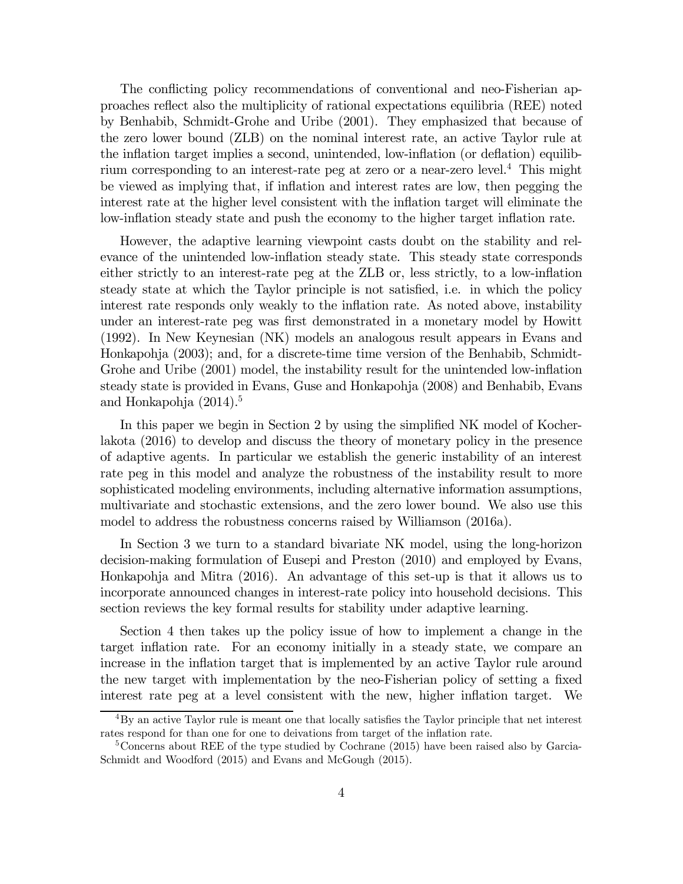The conflicting policy recommendations of conventional and neo-Fisherian approaches reflect also the multiplicity of rational expectations equilibria (REE) noted by Benhabib, Schmidt-Grohe and Uribe (2001). They emphasized that because of the zero lower bound (ZLB) on the nominal interest rate, an active Taylor rule at the inflation target implies a second, unintended, low-inflation (or deflation) equilibrium corresponding to an interest-rate peg at zero or a near-zero level.[4] This might be viewed as implying that, if inflation and interest rates are low, then pegging the interest rate at the higher level consistent with the inflation target will eliminate the low-inflation steady state and push the economy to the higher target inflation rate.

However, the adaptive learning viewpoint casts doubt on the stability and relevance of the unintended low-inflation steady state. This steady state corresponds either strictly to an interest-rate peg at the ZLB or, less strictly, to a low-inflation steady state at which the Taylor principle is not satisfied, i.e. in which the policy interest rate responds only weakly to the inflation rate. As noted above, instability under an interest-rate peg was first demonstrated in a monetary model by Howitt (1992). In New Keynesian (NK) models an analogous result appears in Evans and Honkapohja (2003); and, for a discrete-time time version of the Benhabib, Schmidt-Grohe and Uribe (2001) model, the instability result for the unintended low-inflation steady state is provided in Evans, Guse and Honkapohja (2008) and Benhabib, Evans and Honkapohja (2014).[5]

In this paper we begin in Section 2 by using the simplified NK model of Kocherlakota (2016) to develop and discuss the theory of monetary policy in the presence of adaptive agents. In particular we establish the generic instability of an interest rate peg in this model and analyze the robustness of the instability result to more sophisticated modeling environments, including alternative information assumptions, multivariate and stochastic extensions, and the zero lower bound. We also use this model to address the robustness concerns raised by Williamson (2016a).

In Section 3 we turn to a standard bivariate NK model, using the long-horizon decision-making formulation of Eusepi and Preston (2010) and employed by Evans, Honkapohja and Mitra (2016). An advantage of this set-up is that it allows us to incorporate announced changes in interest-rate policy into household decisions. This section reviews the key formal results for stability under adaptive learning.

Section 4 then takes up the policy issue of how to implement a change in the target inflation rate. For an economy initially in a steady state, we compare an increase in the inflation target that is implemented by an active Taylor rule around the new target with implementation by the neo-Fisherian policy of setting a fixed interest rate peg at a level consistent with the new, higher inflation target. We

[4] By an active Taylor rule is meant one that locally satisfies the Taylor principle that net interest rates respond for than one for one to deivations from target of the inflation rate.

[5] Concerns about REE of the type studied by Cochrane (2015) have been raised also by Garcia-Schmidt and Woodford (2015) and Evans and McGough (2015).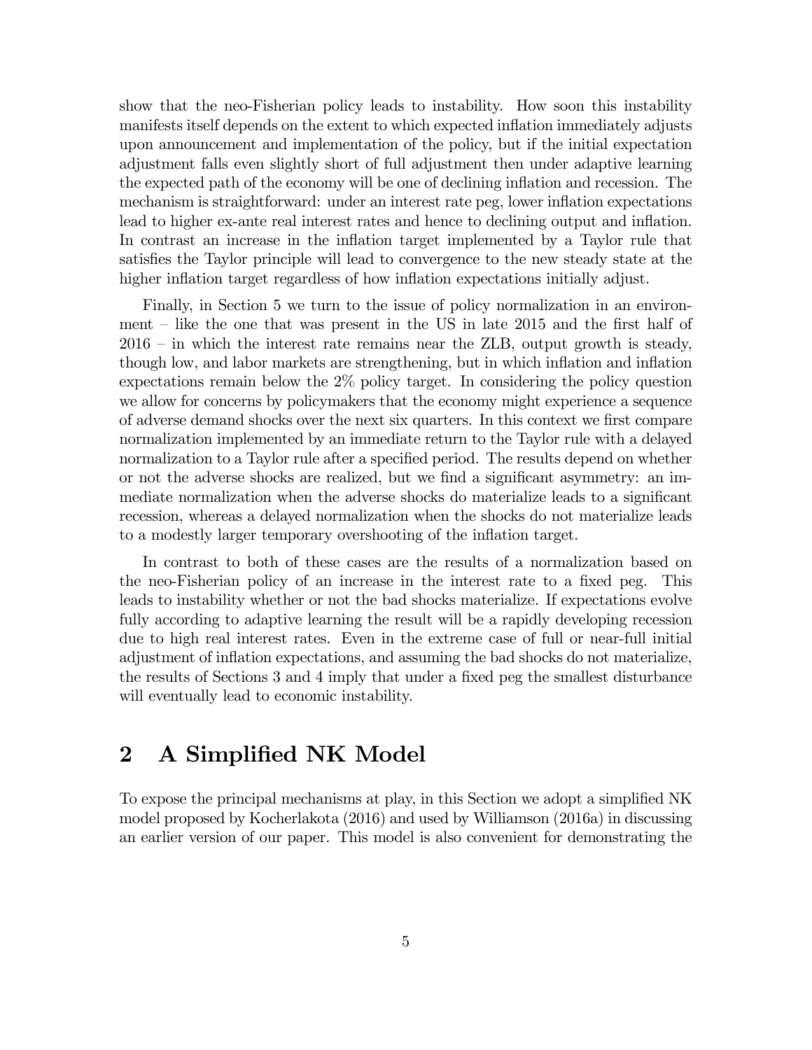show that the neo-Fisherian policy leads to instability. How soon this instability manifests itself depends on the extent to which expected inflation immediately adjusts upon announcement and implementation of the policy, but if the initial expectation adjustment falls even slightly short of full adjustment then under adaptive learning the expected path of the economy will be one of declining inflation and recession. The mechanism is straightforward: under an interest rate peg, lower inflation expectations lead to higher ex-ante real interest rates and hence to declining output and inflation. In contrast an increase in the inflation target implemented by a Taylor rule that satisfies the Taylor principle will lead to convergence to the new steady state at the higher inflation target regardless of how inflation expectations initially adjust.

Finally, in Section 5 we turn to the issue of policy normalization in an environment – like the one that was present in the US in late 2015 and the first half of 2016 – in which the interest rate remains near the ZLB, output growth is steady, though low, and labor markets are strengthening, but in which inflation and inflation expectations remain below the 2% policy target. In considering the policy question we allow for concerns by policymakers that the economy might experience a sequence of adverse demand shocks over the next six quarters. In this context we first compare normalization implemented by an immediate return to the Taylor rule with a delayed normalization to a Taylor rule after a specified period. The results depend on whether or not the adverse shocks are realized, but we find a significant asymmetry: an immediate normalization when the adverse shocks do materialize leads to a significant recession, whereas a delayed normalization when the shocks do not materialize leads to a modestly larger temporary overshooting of the inflation target.

In contrast to both of these cases are the results of a normalization based on the neo-Fisherian policy of an increase in the interest rate to a fixed peg. This leads to instability whether or not the bad shocks materialize. If expectations evolve fully according to adaptive learning the result will be a rapidly developing recession due to high real interest rates. Even in the extreme case of full or near-full initial adjustment of inflation expectations, and assuming the bad shocks do not materialize, the results of Sections 3 and 4 imply that under a fixed peg the smallest disturbance will eventually lead to economic instability.

## 2 A Simplified NK Model

To expose the principal mechanisms at play, in this Section we adopt a simplified NK model proposed by Kocherlakota (2016) and used by Williamson (2016a) in discussing an earlier version of our paper. This model is also convenient for demonstrating the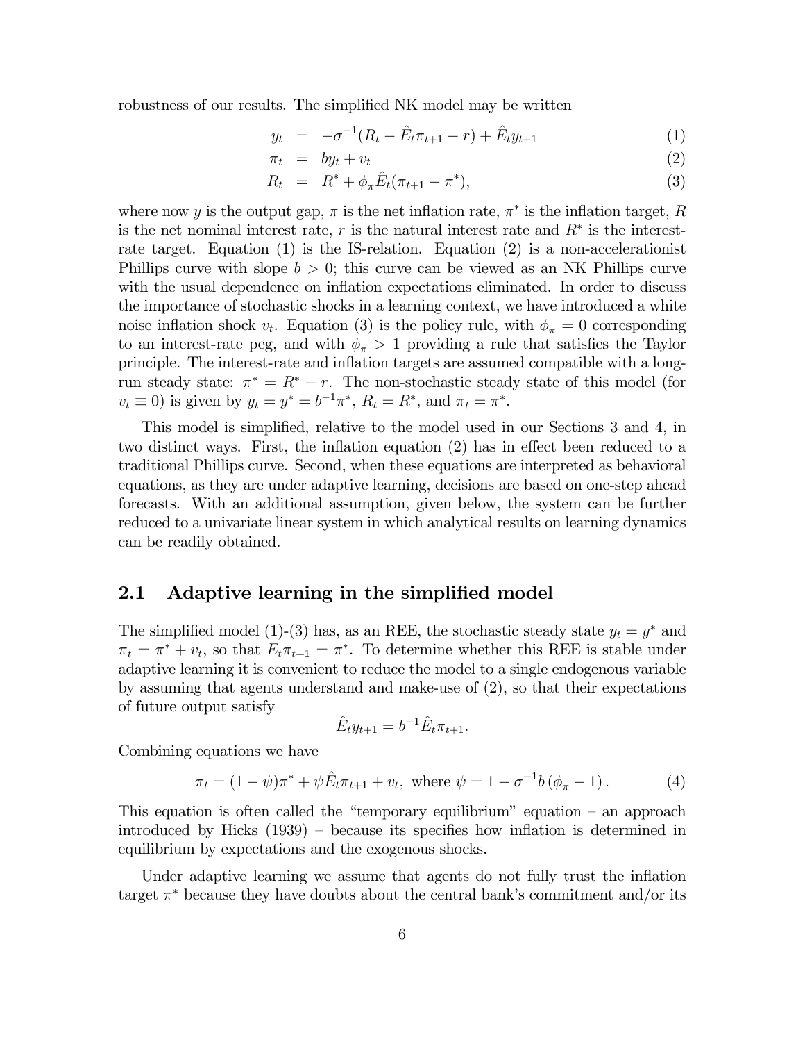robustness of our results. The simplified NK model may be written

$$
\begin{aligned}
y_t &= -\sigma^{-1}(R_t - \hat{E}_t\pi_{t+1} - r) + \hat{E}_t y_{t+1} \quad (1) \\
\pi_t &= b y_t + v_t \quad (2) \\
R_t &= R^* + \phi_\pi \hat{E}_t(\pi_{t+1} - \pi^*), \quad (3)
\end{aligned}
$$

where now $y$ is the output gap, $\pi$ is the net inflation rate, $\pi^*$ is the inflation target, $R$ is the net nominal interest rate, $r$ is the natural interest rate and $R^*$ is the interest-rate target. Equation (1) is the IS-relation. Equation (2) is a non-accelerationist Phillips curve with slope $b > 0$; this curve can be viewed as an NK Phillips curve with the usual dependence on inflation expectations eliminated. In order to discuss the importance of stochastic shocks in a learning context, we have introduced a white noise inflation shock $v_t$. Equation (3) is the policy rule, with $\phi_\pi = 0$ corresponding to an interest-rate peg, and with $\phi_\pi > 1$ providing a rule that satisfies the Taylor principle. The interest-rate and inflation targets are assumed compatible with a long-run steady state: $\pi^* = R^* - r$. The non-stochastic steady state of this model (for $v_t \equiv 0$) is given by $y_t = y^* = b^{-1}\pi^*$, $R_t = R^*$, and $\pi_t = \pi^*$.

This model is simplified, relative to the model used in our Sections 3 and 4, in two distinct ways. First, the inflation equation (2) has in effect been reduced to a traditional Phillips curve. Second, when these equations are interpreted as behavioral equations, as they are under adaptive learning, decisions are based on one-step ahead forecasts. With an additional assumption, given below, the system can be further reduced to a univariate linear system in which analytical results on learning dynamics can be readily obtained.

## 2.1 Adaptive learning in the simplified model

The simplified model (1)-(3) has, as an REE, the stochastic steady state $y_t = y^*$ and $\pi_t = \pi^* + v_t$, so that $E_t\pi_{t+1} = \pi^*$. To determine whether this REE is stable under adaptive learning it is convenient to reduce the model to a single endogenous variable by assuming that agents understand and make-use of (2), so that their expectations of future output satisfy

$$
\hat{E}_t y_{t+1} = b^{-1}\hat{E}_t\pi_{t+1}.
$$

Combining equations we have

$$
\pi_t = (1-\psi)\pi^* + \psi\hat{E}_t\pi_{t+1} + v_t, \text{ where } \psi = 1 - \sigma^{-1}b\left(\phi_\pi - 1\right). \quad (4)
$$

This equation is often called the "temporary equilibrium" equation – an approach introduced by Hicks (1939) – because its specifies how inflation is determined in equilibrium by expectations and the exogenous shocks.

Under adaptive learning we assume that agents do not fully trust the inflation target $\pi^*$ because they have doubts about the central bank's commitment and/or its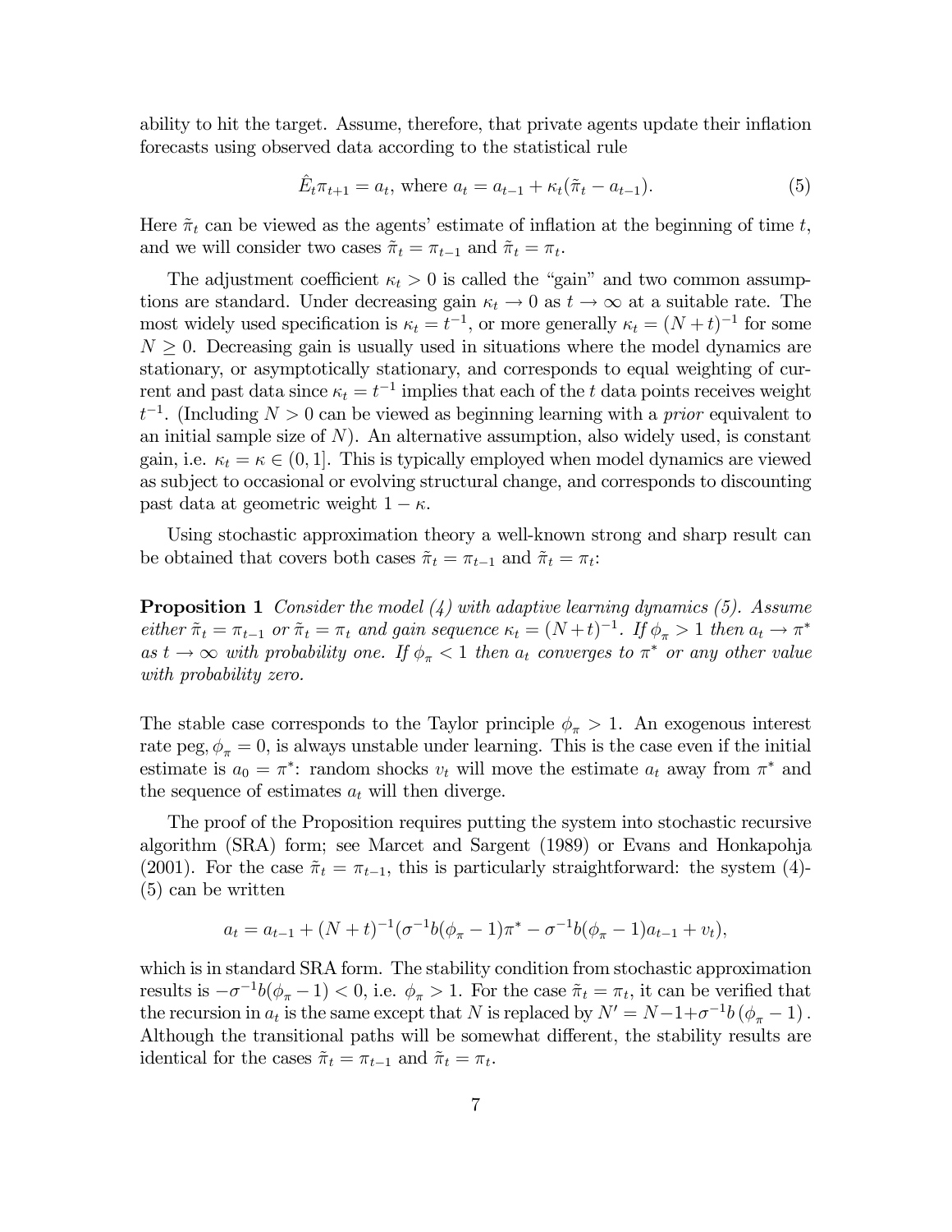ability to hit the target. Assume, therefore, that private agents update their inflation forecasts using observed data according to the statistical rule

$$\hat{E}_t \pi_{t+1} = a_t, \text{ where } a_t = a_{t-1} + \kappa_t(\tilde{\pi}_t - a_{t-1}). \tag{5}$$

Here $\tilde{\pi}_t$ can be viewed as the agents' estimate of inflation at the beginning of time $t$, and we will consider two cases $\tilde{\pi}_t = \pi_{t-1}$ and $\tilde{\pi}_t = \pi_t$.

The adjustment coefficient $\kappa_t > 0$ is called the "gain" and two common assumptions are standard. Under decreasing gain $\kappa_t \to 0$ as $t \to \infty$ at a suitable rate. The most widely used specification is $\kappa_t = t^{-1}$, or more generally $\kappa_t = (N+t)^{-1}$ for some $N \geq 0$. Decreasing gain is usually used in situations where the model dynamics are stationary, or asymptotically stationary, and corresponds to equal weighting of current and past data since $\kappa_t = t^{-1}$ implies that each of the $t$ data points receives weight $t^{-1}$. (Including $N > 0$ can be viewed as beginning learning with a *prior* equivalent to an initial sample size of $N$). An alternative assumption, also widely used, is constant gain, i.e. $\kappa_t = \kappa \in (0, 1]$. This is typically employed when model dynamics are viewed as subject to occasional or evolving structural change, and corresponds to discounting past data at geometric weight $1 - \kappa$.

Using stochastic approximation theory a well-known strong and sharp result can be obtained that covers both cases $\tilde{\pi}_t = \pi_{t-1}$ and $\tilde{\pi}_t = \pi_t$:

**Proposition 1** *Consider the model (4) with adaptive learning dynamics (5). Assume either $\tilde{\pi}_t = \pi_{t-1}$ or $\tilde{\pi}_t = \pi_t$ and gain sequence $\kappa_t = (N+t)^{-1}$. If $\phi_\pi > 1$ then $a_t \to \pi^*$ as $t \to \infty$ with probability one. If $\phi_\pi < 1$ then $a_t$ converges to $\pi^*$ or any other value with probability zero.*

The stable case corresponds to the Taylor principle $\phi_\pi > 1$. An exogenous interest rate peg, $\phi_\pi = 0$, is always unstable under learning. This is the case even if the initial estimate is $a_0 = \pi^*$: random shocks $v_t$ will move the estimate $a_t$ away from $\pi^*$ and the sequence of estimates $a_t$ will then diverge.

The proof of the Proposition requires putting the system into stochastic recursive algorithm (SRA) form; see Marcet and Sargent (1989) or Evans and Honkapohja (2001). For the case $\tilde{\pi}_t = \pi_{t-1}$, this is particularly straightforward: the system (4)-(5) can be written

$$a_t = a_{t-1} + (N+t)^{-1}(\sigma^{-1}b(\phi_\pi - 1)\pi^* - \sigma^{-1}b(\phi_\pi - 1)a_{t-1} + v_t),$$

which is in standard SRA form. The stability condition from stochastic approximation results is $-\sigma^{-1}b(\phi_\pi - 1) < 0$, i.e. $\phi_\pi > 1$. For the case $\tilde{\pi}_t = \pi_t$, it can be verified that the recursion in $a_t$ is the same except that $N$ is replaced by $N' = N - 1 + \sigma^{-1}b(\phi_\pi - 1)$. Although the transitional paths will be somewhat different, the stability results are identical for the cases $\tilde{\pi}_t = \pi_{t-1}$ and $\tilde{\pi}_t = \pi_t$.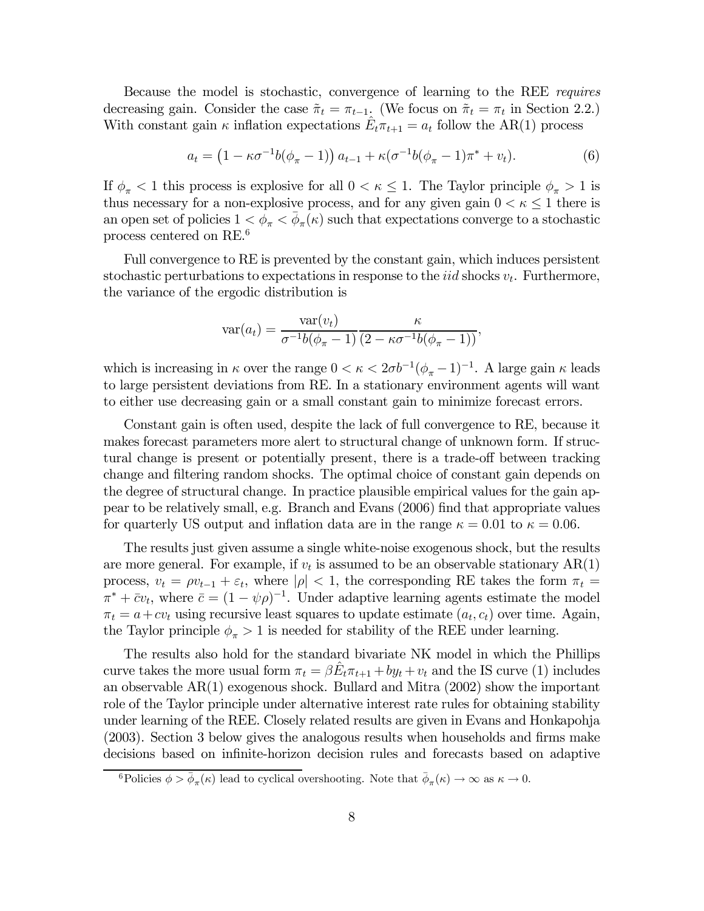Because the model is stochastic, convergence of learning to the REE *requires* decreasing gain. Consider the case $\tilde{\pi}_t = \pi_{t-1}$. (We focus on $\tilde{\pi}_t = \pi_t$ in Section 2.2.) With constant gain $\kappa$ inflation expectations $\hat{E}_t\pi_{t+1} = a_t$ follow the AR(1) process

$$a_t = \left(1 - \kappa\sigma^{-1}b(\phi_\pi - 1)\right)a_{t-1} + \kappa(\sigma^{-1}b(\phi_\pi - 1)\pi^* + v_t). \tag{6}$$

If $\phi_\pi < 1$ this process is explosive for all $0 < \kappa \leq 1$. The Taylor principle $\phi_\pi > 1$ is thus necessary for a non-explosive process, and for any given gain $0 < \kappa \leq 1$ there is an open set of policies $1 < \phi_\pi < \bar{\phi}_\pi(\kappa)$ such that expectations converge to a stochastic process centered on RE.[6]

Full convergence to RE is prevented by the constant gain, which induces persistent stochastic perturbations to expectations in response to the *iid* shocks $v_t$. Furthermore, the variance of the ergodic distribution is

$$\text{var}(a_t) = \frac{\text{var}(v_t)}{\sigma^{-1}b(\phi_\pi - 1)} \frac{\kappa}{(2 - \kappa\sigma^{-1}b(\phi_\pi - 1))},$$

which is increasing in $\kappa$ over the range $0 < \kappa < 2\sigma b^{-1}(\phi_\pi - 1)^{-1}$. A large gain $\kappa$ leads to large persistent deviations from RE. In a stationary environment agents will want to either use decreasing gain or a small constant gain to minimize forecast errors.

Constant gain is often used, despite the lack of full convergence to RE, because it makes forecast parameters more alert to structural change of unknown form. If structural change is present or potentially present, there is a trade-off between tracking change and filtering random shocks. The optimal choice of constant gain depends on the degree of structural change. In practice plausible empirical values for the gain appear to be relatively small, e.g. Branch and Evans (2006) find that appropriate values for quarterly US output and inflation data are in the range $\kappa = 0.01$ to $\kappa = 0.06$.

The results just given assume a single white-noise exogenous shock, but the results are more general. For example, if $v_t$ is assumed to be an observable stationary AR(1) process, $v_t = \rho v_{t-1} + \varepsilon_t$, where $|\rho| < 1$, the corresponding RE takes the form $\pi_t = \pi^* + \bar{c}v_t$, where $\bar{c} = (1 - \psi\rho)^{-1}$. Under adaptive learning agents estimate the model $\pi_t = a + cv_t$ using recursive least squares to update estimate $(a_t, c_t)$ over time. Again, the Taylor principle $\phi_\pi > 1$ is needed for stability of the REE under learning.

The results also hold for the standard bivariate NK model in which the Phillips curve takes the more usual form $\pi_t = \beta\hat{E}_t\pi_{t+1} + by_t + v_t$ and the IS curve (1) includes an observable AR(1) exogenous shock. Bullard and Mitra (2002) show the important role of the Taylor principle under alternative interest rate rules for obtaining stability under learning of the REE. Closely related results are given in Evans and Honkapohja (2003). Section 3 below gives the analogous results when households and firms make decisions based on infinite-horizon decision rules and forecasts based on adaptive

[6] Policies $\phi > \bar{\phi}_\pi(\kappa)$ lead to cyclical overshooting. Note that $\bar{\phi}_\pi(\kappa) \to \infty$ as $\kappa \to 0$.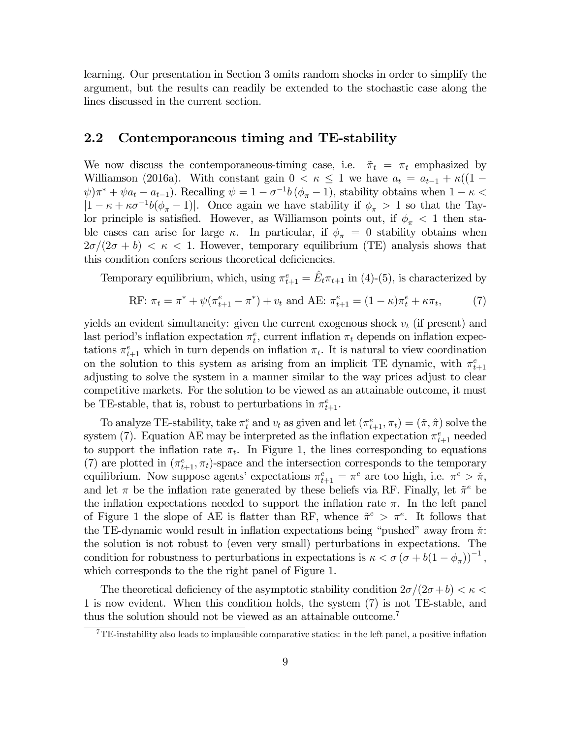learning. Our presentation in Section 3 omits random shocks in order to simplify the argument, but the results can readily be extended to the stochastic case along the lines discussed in the current section.

## 2.2 Contemporaneous timing and TE-stability

We now discuss the contemporaneous-timing case, i.e. $\tilde{\pi}_t = \pi_t$ emphasized by Williamson (2016a). With constant gain $0 < \kappa \leq 1$ we have $a_t = a_{t-1} + \kappa((1-\psi)\pi^* + \psi a_t - a_{t-1})$. Recalling $\psi = 1 - \sigma^{-1}b\,(\phi_\pi - 1)$, stability obtains when $1 - \kappa < |1 - \kappa + \kappa\sigma^{-1}b(\phi_\pi - 1)|$. Once again we have stability if $\phi_\pi > 1$ so that the Taylor principle is satisfied. However, as Williamson points out, if $\phi_\pi < 1$ then stable cases can arise for large $\kappa$. In particular, if $\phi_\pi = 0$ stability obtains when $2\sigma/(2\sigma + b) < \kappa < 1$. However, temporary equilibrium (TE) analysis shows that this condition confers serious theoretical deficiencies.

Temporary equilibrium, which, using $\pi^e_{t+1} = \hat{E}_t\pi_{t+1}$ in (4)-(5), is characterized by

$$\text{RF: } \pi_t = \pi^* + \psi(\pi^e_{t+1} - \pi^*) + v_t \text{ and AE: } \pi^e_{t+1} = (1-\kappa)\pi^e_t + \kappa\pi_t, \tag{7}$$

yields an evident simultaneity: given the current exogenous shock $v_t$ (if present) and last period's inflation expectation $\pi^e_t$, current inflation $\pi_t$ depends on inflation expectations $\pi^e_{t+1}$ which in turn depends on inflation $\pi_t$. It is natural to view coordination on the solution to this system as arising from an implicit TE dynamic, with $\pi^e_{t+1}$ adjusting to solve the system in a manner similar to the way prices adjust to clear competitive markets. For the solution to be viewed as an attainable outcome, it must be TE-stable, that is, robust to perturbations in $\pi^e_{t+1}$.

To analyze TE-stability, take $\pi^e_t$ and $v_t$ as given and let $(\pi^e_{t+1}, \pi_t) = (\check{\pi}, \hat{\pi})$ solve the system (7). Equation AE may be interpreted as the inflation expectation $\pi^e_{t+1}$ needed to support the inflation rate $\pi_t$. In Figure 1, the lines corresponding to equations (7) are plotted in $(\pi^e_{t+1}, \pi_t)$-space and the intersection corresponds to the temporary equilibrium. Now suppose agents' expectations $\pi^e_{t+1} = \pi^e$ are too high, i.e. $\pi^e > \check{\pi}$, and let $\pi$ be the inflation rate generated by these beliefs via RF. Finally, let $\tilde{\pi}^e$ be the inflation expectations needed to support the inflation rate $\pi$. In the left panel of Figure 1 the slope of AE is flatter than RF, whence $\tilde{\pi}^e > \pi^e$. It follows that the TE-dynamic would result in inflation expectations being "pushed" away from $\check{\pi}$: the solution is not robust to (even very small) perturbations in expectations. The condition for robustness to perturbations in expectations is $\kappa < \sigma\left(\sigma + b(1-\phi_\pi)\right)^{-1}$, which corresponds to the the right panel of Figure 1.

The theoretical deficiency of the asymptotic stability condition $2\sigma/(2\sigma + b) < \kappa < 1$ is now evident. When this condition holds, the system (7) is not TE-stable, and thus the solution should not be viewed as an attainable outcome.[7]

[7] TE-instability also leads to implausible comparative statics: in the left panel, a positive inflation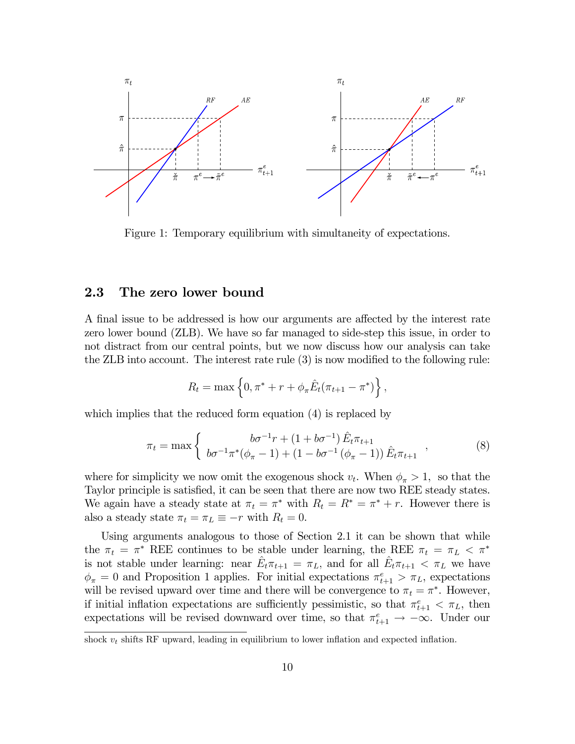Figure 1: Temporary equilibrium with simultaneity of expectations.

## 2.3 The zero lower bound

A final issue to be addressed is how our arguments are affected by the interest rate zero lower bound (ZLB). We have so far managed to side-step this issue, in order to not distract from our central points, but we now discuss how our analysis can take the ZLB into account. The interest rate rule (3) is now modified to the following rule:

$$R_t = \max\left\{0, \pi^* + r + \phi_\pi \hat{E}_t(\pi_{t+1} - \pi^*)\right\},$$

which implies that the reduced form equation (4) is replaced by

$$\pi_t = \max\left\{ \begin{array}{c} b\sigma^{-1}r + \left(1 + b\sigma^{-1}\right)\hat{E}_t\pi_{t+1} \\ b\sigma^{-1}\pi^*(\phi_\pi - 1) + \left(1 - b\sigma^{-1}\left(\phi_\pi - 1\right)\right)\hat{E}_t\pi_{t+1} \end{array} \right. , \tag{8}$$

where for simplicity we now omit the exogenous shock $v_t$. When $\phi_\pi > 1$, so that the Taylor principle is satisfied, it can be seen that there are now two REE steady states. We again have a steady state at $\pi_t = \pi^*$ with $R_t = R^* = \pi^* + r$. However there is also a steady state $\pi_t = \pi_L \equiv -r$ with $R_t = 0$.

Using arguments analogous to those of Section 2.1 it can be shown that while the $\pi_t = \pi^*$ REE continues to be stable under learning, the REE $\pi_t = \pi_L < \pi^*$ is not stable under learning: near $\hat{E}_t\pi_{t+1} = \pi_L$, and for all $\hat{E}_t\pi_{t+1} < \pi_L$ we have $\phi_\pi = 0$ and Proposition 1 applies. For initial expectations $\pi^e_{t+1} > \pi_L$, expectations will be revised upward over time and there will be convergence to $\pi_t = \pi^*$. However, if initial inflation expectations are sufficiently pessimistic, so that $\pi^e_{t+1} < \pi_L$, then expectations will be revised downward over time, so that $\pi^e_{t+1} \rightarrow -\infty$. Under our

shock $v_t$ shifts RF upward, leading in equilibrium to lower inflation and expected inflation.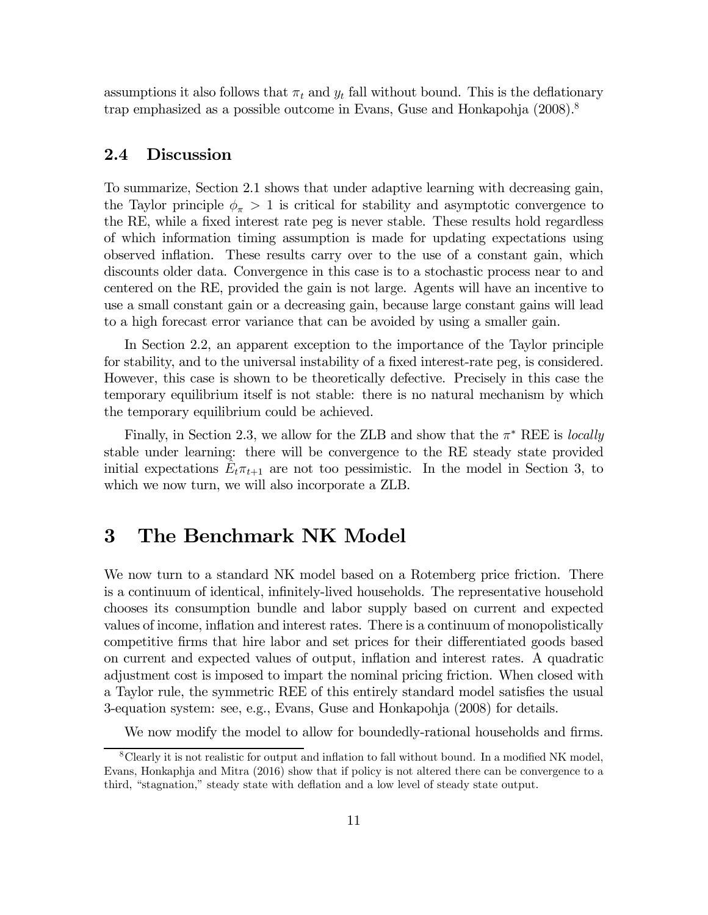assumptions it also follows that $\pi_t$ and $y_t$ fall without bound. This is the deflationary trap emphasized as a possible outcome in Evans, Guse and Honkapohja (2008).[8]

## 2.4 Discussion

To summarize, Section 2.1 shows that under adaptive learning with decreasing gain, the Taylor principle $\phi_\pi > 1$ is critical for stability and asymptotic convergence to the RE, while a fixed interest rate peg is never stable. These results hold regardless of which information timing assumption is made for updating expectations using observed inflation. These results carry over to the use of a constant gain, which discounts older data. Convergence in this case is to a stochastic process near to and centered on the RE, provided the gain is not large. Agents will have an incentive to use a small constant gain or a decreasing gain, because large constant gains will lead to a high forecast error variance that can be avoided by using a smaller gain.

In Section 2.2, an apparent exception to the importance of the Taylor principle for stability, and to the universal instability of a fixed interest-rate peg, is considered. However, this case is shown to be theoretically defective. Precisely in this case the temporary equilibrium itself is not stable: there is no natural mechanism by which the temporary equilibrium could be achieved.

Finally, in Section 2.3, we allow for the ZLB and show that the $\pi^*$ REE is *locally* stable under learning: there will be convergence to the RE steady state provided initial expectations $\hat{E}_t\pi_{t+1}$ are not too pessimistic. In the model in Section 3, to which we now turn, we will also incorporate a ZLB.

# 3 The Benchmark NK Model

We now turn to a standard NK model based on a Rotemberg price friction. There is a continuum of identical, infinitely-lived households. The representative household chooses its consumption bundle and labor supply based on current and expected values of income, inflation and interest rates. There is a continuum of monopolistically competitive firms that hire labor and set prices for their differentiated goods based on current and expected values of output, inflation and interest rates. A quadratic adjustment cost is imposed to impart the nominal pricing friction. When closed with a Taylor rule, the symmetric REE of this entirely standard model satisfies the usual 3-equation system: see, e.g., Evans, Guse and Honkapohja (2008) for details.

We now modify the model to allow for boundedly-rational households and firms.

[8] Clearly it is not realistic for output and inflation to fall without bound. In a modified NK model, Evans, Honkaphja and Mitra (2016) show that if policy is not altered there can be convergence to a third, "stagnation," steady state with deflation and a low level of steady state output.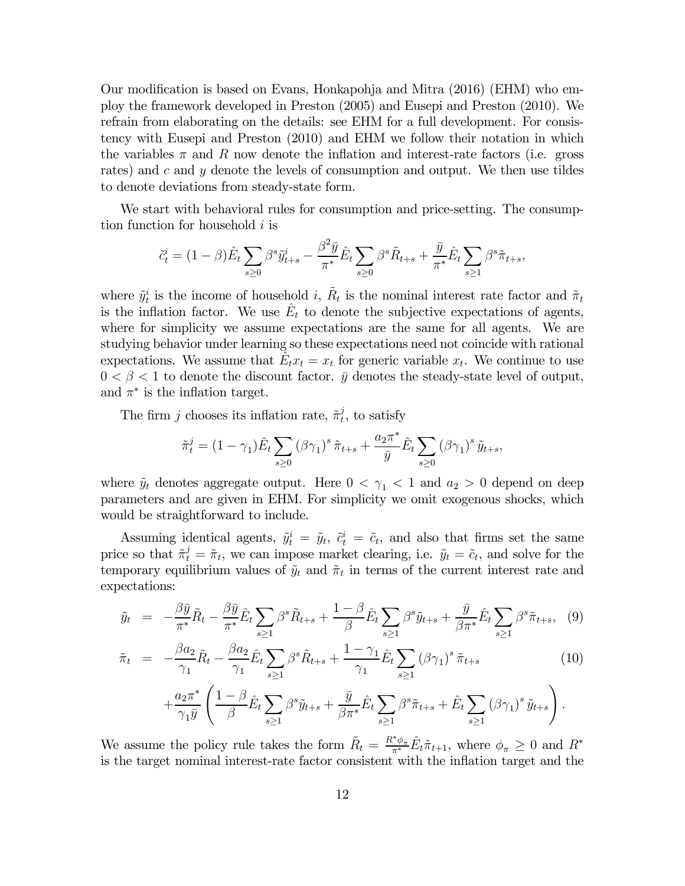Our modification is based on Evans, Honkapohja and Mitra (2016) (EHM) who employ the framework developed in Preston (2005) and Eusepi and Preston (2010). We refrain from elaborating on the details: see EHM for a full development. For consistency with Eusepi and Preston (2010) and EHM we follow their notation in which the variables $\pi$ and $R$ now denote the inflation and interest-rate factors (i.e. gross rates) and $c$ and $y$ denote the levels of consumption and output. We then use tildes to denote deviations from steady-state form.

We start with behavioral rules for consumption and price-setting. The consumption function for household $i$ is

$$\tilde{c}_t^i = (1-\beta)\hat{E}_t \sum_{s \geq 0} \beta^s \tilde{y}_{t+s}^i - \frac{\beta^2 \bar{y}}{\pi^*} \hat{E}_t \sum_{s \geq 0} \beta^s \tilde{R}_{t+s} + \frac{\bar{y}}{\pi^*} \hat{E}_t \sum_{s \geq 1} \beta^s \tilde{\pi}_{t+s},$$

where $\tilde{y}_t^i$ is the income of household $i$, $\tilde{R}_t$ is the nominal interest rate factor and $\tilde{\pi}_t$ is the inflation factor. We use $\hat{E}_t$ to denote the subjective expectations of agents, where for simplicity we assume expectations are the same for all agents. We are studying behavior under learning so these expectations need not coincide with rational expectations. We assume that $\hat{E}_t x_t = x_t$ for generic variable $x_t$. We continue to use $0 < \beta < 1$ to denote the discount factor. $\bar{y}$ denotes the steady-state level of output, and $\pi^*$ is the inflation target.

The firm $j$ chooses its inflation rate, $\tilde{\pi}_t^j$, to satisfy

$$\tilde{\pi}_t^j = (1-\gamma_1)\hat{E}_t \sum_{s \geq 0} (\beta\gamma_1)^s \tilde{\pi}_{t+s} + \frac{a_2 \pi^*}{\bar{y}} \hat{E}_t \sum_{s \geq 0} (\beta\gamma_1)^s \tilde{y}_{t+s},$$

where $\tilde{y}_t$ denotes aggregate output. Here $0 < \gamma_1 < 1$ and $a_2 > 0$ depend on deep parameters and are given in EHM. For simplicity we omit exogenous shocks, which would be straightforward to include.

Assuming identical agents, $\tilde{y}_t^i = \tilde{y}_t$, $\tilde{c}_t^i = \tilde{c}_t$, and also that firms set the same price so that $\tilde{\pi}_t^j = \tilde{\pi}_t$, we can impose market clearing, i.e. $\tilde{y}_t = \tilde{c}_t$, and solve for the temporary equilibrium values of $\tilde{y}_t$ and $\tilde{\pi}_t$ in terms of the current interest rate and expectations:

$$\tilde{y}_t = -\frac{\beta\bar{y}}{\pi^*}\tilde{R}_t - \frac{\beta\bar{y}}{\pi^*}\hat{E}_t \sum_{s \geq 1} \beta^s \tilde{R}_{t+s} + \frac{1-\beta}{\beta}\hat{E}_t \sum_{s \geq 1} \beta^s \tilde{y}_{t+s} + \frac{\bar{y}}{\beta\pi^*}\hat{E}_t \sum_{s \geq 1} \beta^s \tilde{\pi}_{t+s}, \quad (9)$$

$$\begin{aligned} \tilde{\pi}_t = & -\frac{\beta a_2}{\gamma_1}\tilde{R}_t - \frac{\beta a_2}{\gamma_1}\hat{E}_t \sum_{s \geq 1} \beta^s \tilde{R}_{t+s} + \frac{1-\gamma_1}{\gamma_1}\hat{E}_t \sum_{s \geq 1} (\beta\gamma_1)^s \tilde{\pi}_{t+s} \quad (10) \\ & + \frac{a_2\pi^*}{\gamma_1\bar{y}} \left( \frac{1-\beta}{\beta}\hat{E}_t \sum_{s \geq 1} \beta^s \tilde{y}_{t+s} + \frac{\bar{y}}{\beta\pi^*}\hat{E}_t \sum_{s \geq 1} \beta^s \tilde{\pi}_{t+s} + \hat{E}_t \sum_{s \geq 1} (\beta\gamma_1)^s \tilde{y}_{t+s} \right). \end{aligned}$$

We assume the policy rule takes the form $\tilde{R}_t = \frac{R^*\phi_\pi}{\pi^*}\hat{E}_t\tilde{\pi}_{t+1}$, where $\phi_\pi \geq 0$ and $R^*$ is the target nominal interest-rate factor consistent with the inflation target and the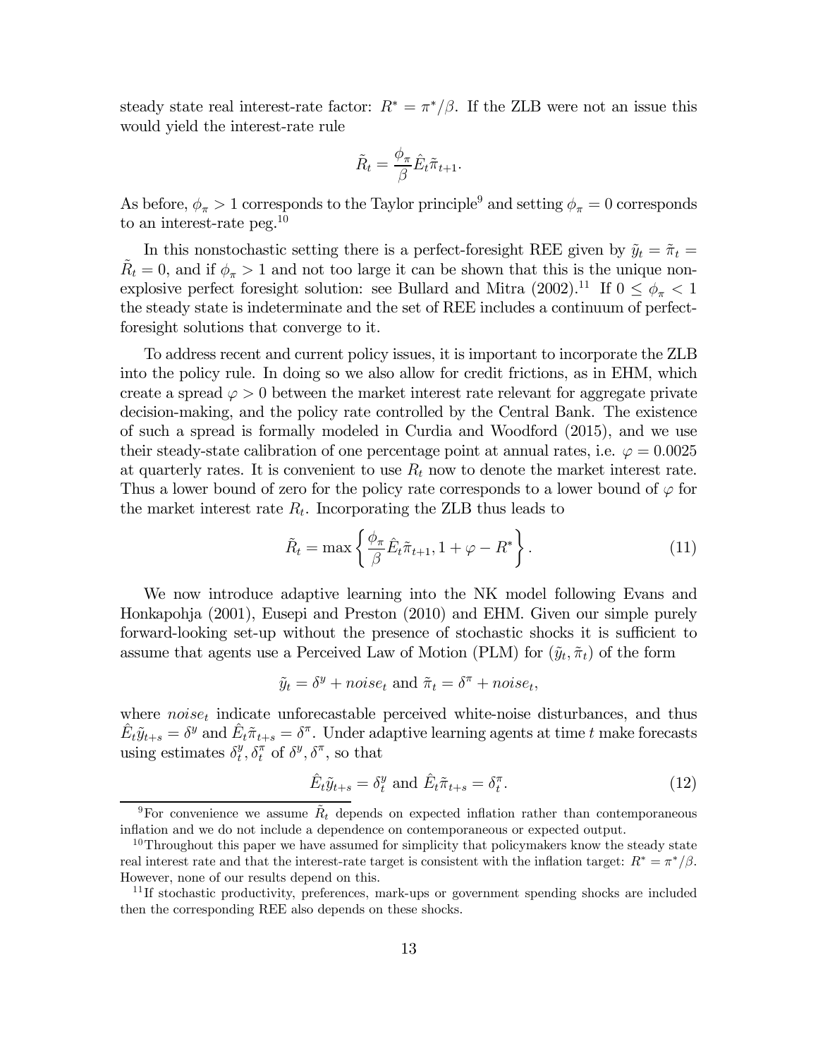steady state real interest-rate factor: $R^* = \pi^*/\beta$. If the ZLB were not an issue this would yield the interest-rate rule

$$\tilde{R}_t = \frac{\phi_\pi}{\beta} \hat{E}_t \tilde{\pi}_{t+1}.$$

As before, $\phi_\pi > 1$ corresponds to the Taylor principle[9] and setting $\phi_\pi = 0$ corresponds to an interest-rate peg.[10]

In this nonstochastic setting there is a perfect-foresight REE given by $\tilde{y}_t = \tilde{\pi}_t = \tilde{R}_t = 0$, and if $\phi_\pi > 1$ and not too large it can be shown that this is the unique non-explosive perfect foresight solution: see Bullard and Mitra (2002).[11] If $0 \leq \phi_\pi < 1$ the steady state is indeterminate and the set of REE includes a continuum of perfect-foresight solutions that converge to it.

To address recent and current policy issues, it is important to incorporate the ZLB into the policy rule. In doing so we also allow for credit frictions, as in EHM, which create a spread $\varphi > 0$ between the market interest rate relevant for aggregate private decision-making, and the policy rate controlled by the Central Bank. The existence of such a spread is formally modeled in Curdia and Woodford (2015), and we use their steady-state calibration of one percentage point at annual rates, i.e. $\varphi = 0.0025$ at quarterly rates. It is convenient to use $R_t$ now to denote the market interest rate. Thus a lower bound of zero for the policy rate corresponds to a lower bound of $\varphi$ for the market interest rate $R_t$. Incorporating the ZLB thus leads to

$$\tilde{R}_t = \max \left\{ \frac{\phi_\pi}{\beta} \hat{E}_t \tilde{\pi}_{t+1}, 1 + \varphi - R^* \right\}. \tag{11}$$

We now introduce adaptive learning into the NK model following Evans and Honkapohja (2001), Eusepi and Preston (2010) and EHM. Given our simple purely forward-looking set-up without the presence of stochastic shocks it is sufficient to assume that agents use a Perceived Law of Motion (PLM) for $(\tilde{y}_t, \tilde{\pi}_t)$ of the form

$$\tilde{y}_t = \delta^y + noise_t \text{ and } \tilde{\pi}_t = \delta^\pi + noise_t,$$

where $noise_t$ indicate unforecastable perceived white-noise disturbances, and thus $\hat{E}_t \tilde{y}_{t+s} = \delta^y$ and $\hat{E}_t \tilde{\pi}_{t+s} = \delta^\pi$. Under adaptive learning agents at time $t$ make forecasts using estimates $\delta_t^y, \delta_t^\pi$ of $\delta^y, \delta^\pi$, so that

$$\hat{E}_t \tilde{y}_{t+s} = \delta_t^y \text{ and } \hat{E}_t \tilde{\pi}_{t+s} = \delta_t^\pi. \tag{12}$$

[9] For convenience we assume $\tilde{R}_t$ depends on expected inflation rather than contemporaneous inflation and we do not include a dependence on contemporaneous or expected output.

[10] Throughout this paper we have assumed for simplicity that policymakers know the steady state real interest rate and that the interest-rate target is consistent with the inflation target: $R^* = \pi^*/\beta$. However, none of our results depend on this.

[11] If stochastic productivity, preferences, mark-ups or government spending shocks are included then the corresponding REE also depends on these shocks.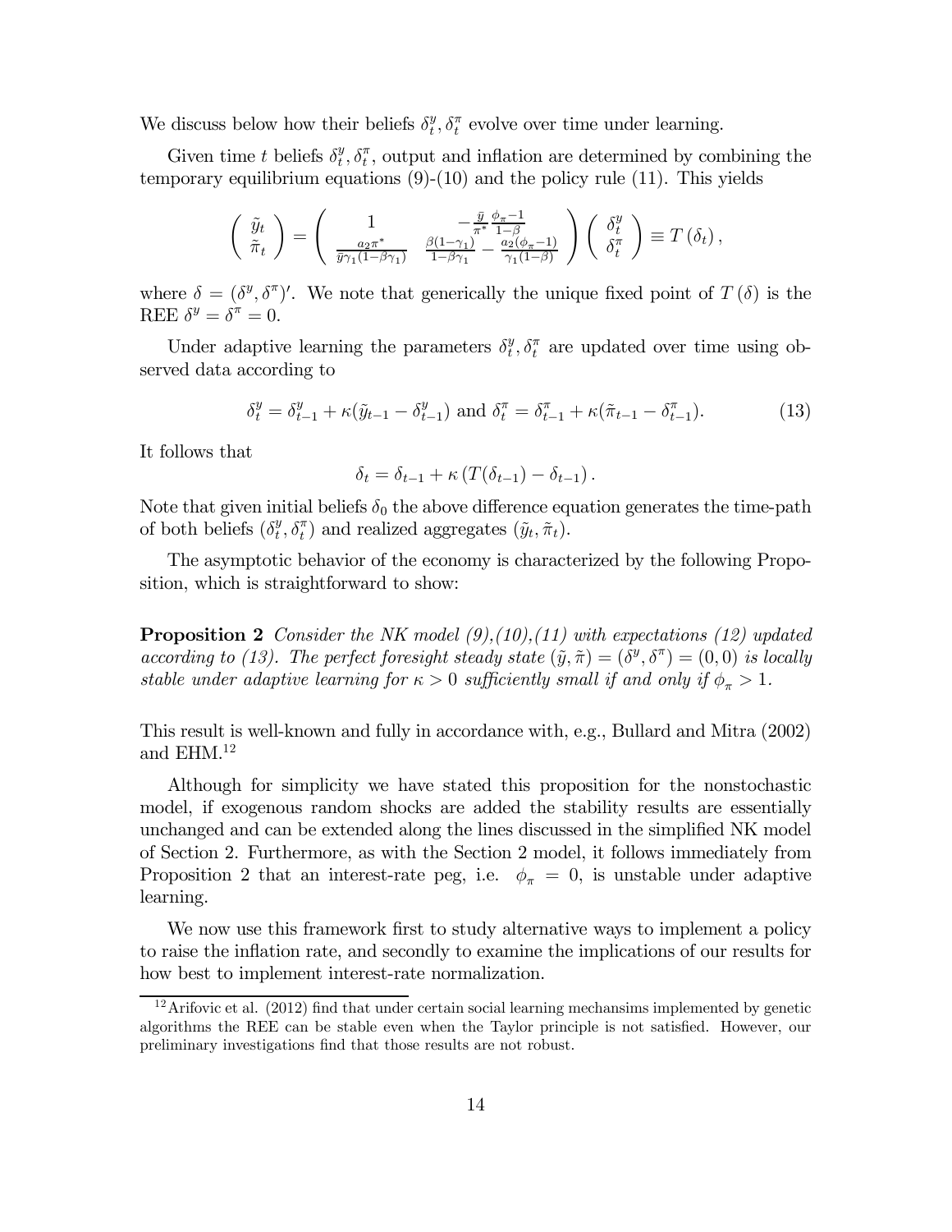We discuss below how their beliefs $\delta_t^y, \delta_t^\pi$ evolve over time under learning.

Given time $t$ beliefs $\delta_t^y, \delta_t^\pi$, output and inflation are determined by combining the temporary equilibrium equations (9)-(10) and the policy rule (11). This yields

$$\begin{pmatrix} \tilde{y}_t \\ \tilde{\pi}_t \end{pmatrix} = \begin{pmatrix} 1 & -\frac{\bar{y}}{\pi^*}\frac{\phi_\pi - 1}{1-\beta} \\ \frac{a_2 \pi^*}{\bar{y}\gamma_1(1-\beta\gamma_1)} & \frac{\beta(1-\gamma_1)}{1-\beta\gamma_1} - \frac{a_2(\phi_\pi - 1)}{\gamma_1(1-\beta)} \end{pmatrix} \begin{pmatrix} \delta_t^y \\ \delta_t^\pi \end{pmatrix} \equiv T(\delta_t),$$

where $\delta = (\delta^y, \delta^\pi)'$. We note that generically the unique fixed point of $T(\delta)$ is the REE $\delta^y = \delta^\pi = 0$.

Under adaptive learning the parameters $\delta_t^y, \delta_t^\pi$ are updated over time using observed data according to

$$\delta_t^y = \delta_{t-1}^y + \kappa(\tilde{y}_{t-1} - \delta_{t-1}^y) \text{ and } \delta_t^\pi = \delta_{t-1}^\pi + \kappa(\tilde{\pi}_{t-1} - \delta_{t-1}^\pi). \tag{13}$$

It follows that

$$\delta_t = \delta_{t-1} + \kappa\left(T(\delta_{t-1}) - \delta_{t-1}\right).$$

Note that given initial beliefs $\delta_0$ the above difference equation generates the time-path of both beliefs $(\delta_t^y, \delta_t^\pi)$ and realized aggregates $(\tilde{y}_t, \tilde{\pi}_t)$.

The asymptotic behavior of the economy is characterized by the following Proposition, which is straightforward to show:

**Proposition 2** *Consider the NK model (9),(10),(11) with expectations (12) updated according to (13). The perfect foresight steady state $(\tilde{y}, \tilde{\pi}) = (\delta^y, \delta^\pi) = (0, 0)$ is locally stable under adaptive learning for $\kappa > 0$ sufficiently small if and only if $\phi_\pi > 1$.*

This result is well-known and fully in accordance with, e.g., Bullard and Mitra (2002) and EHM.[12]

Although for simplicity we have stated this proposition for the nonstochastic model, if exogenous random shocks are added the stability results are essentially unchanged and can be extended along the lines discussed in the simplified NK model of Section 2. Furthermore, as with the Section 2 model, it follows immediately from Proposition 2 that an interest-rate peg, i.e. $\phi_\pi = 0$, is unstable under adaptive learning.

We now use this framework first to study alternative ways to implement a policy to raise the inflation rate, and secondly to examine the implications of our results for how best to implement interest-rate normalization.

[12] Arifovic et al. (2012) find that under certain social learning mechansims implemented by genetic algorithms the REE can be stable even when the Taylor principle is not satisfied. However, our preliminary investigations find that those results are not robust.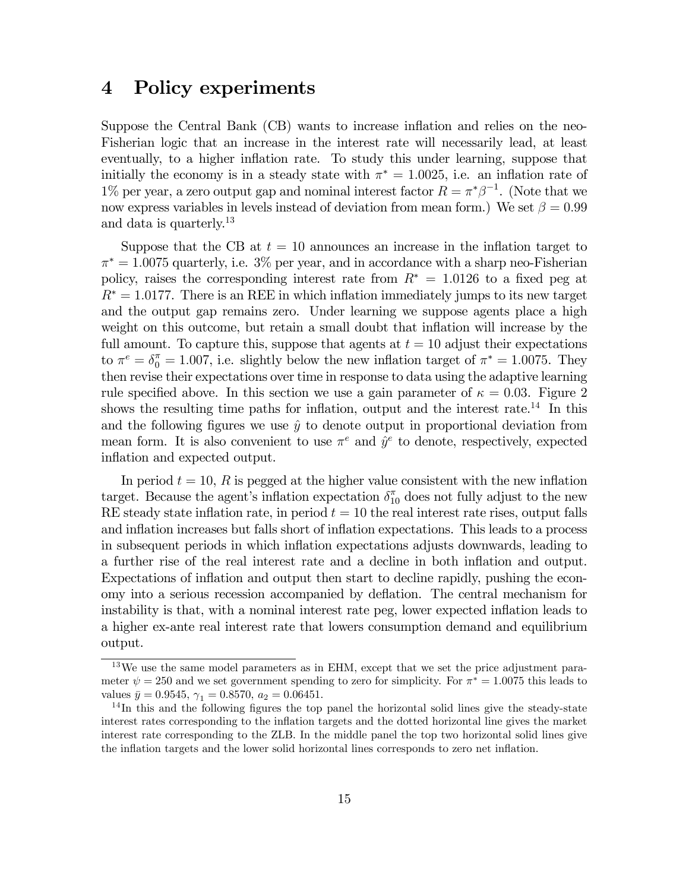# 4 Policy experiments

Suppose the Central Bank (CB) wants to increase inflation and relies on the neo-Fisherian logic that an increase in the interest rate will necessarily lead, at least eventually, to a higher inflation rate. To study this under learning, suppose that initially the economy is in a steady state with $\pi^* = 1.0025$, i.e. an inflation rate of 1% per year, a zero output gap and nominal interest factor $R = \pi^* \beta^{-1}$. (Note that we now express variables in levels instead of deviation from mean form.) We set $\beta = 0.99$ and data is quarterly.[13]

Suppose that the CB at $t = 10$ announces an increase in the inflation target to $\pi^* = 1.0075$ quarterly, i.e. 3% per year, and in accordance with a sharp neo-Fisherian policy, raises the corresponding interest rate from $R^* = 1.0126$ to a fixed peg at $R^* = 1.0177$. There is an REE in which inflation immediately jumps to its new target and the output gap remains zero. Under learning we suppose agents place a high weight on this outcome, but retain a small doubt that inflation will increase by the full amount. To capture this, suppose that agents at $t = 10$ adjust their expectations to $\pi^e = \delta_0^\pi = 1.007$, i.e. slightly below the new inflation target of $\pi^* = 1.0075$. They then revise their expectations over time in response to data using the adaptive learning rule specified above. In this section we use a gain parameter of $\kappa = 0.03$. Figure 2 shows the resulting time paths for inflation, output and the interest rate.[14] In this and the following figures we use $\hat{y}$ to denote output in proportional deviation from mean form. It is also convenient to use $\pi^e$ and $\hat{y}^e$ to denote, respectively, expected inflation and expected output.

In period $t = 10$, $R$ is pegged at the higher value consistent with the new inflation target. Because the agent's inflation expectation $\delta_{10}^\pi$ does not fully adjust to the new RE steady state inflation rate, in period $t = 10$ the real interest rate rises, output falls and inflation increases but falls short of inflation expectations. This leads to a process in subsequent periods in which inflation expectations adjusts downwards, leading to a further rise of the real interest rate and a decline in both inflation and output. Expectations of inflation and output then start to decline rapidly, pushing the economy into a serious recession accompanied by deflation. The central mechanism for instability is that, with a nominal interest rate peg, lower expected inflation leads to a higher ex-ante real interest rate that lowers consumption demand and equilibrium output.

[13] We use the same model parameters as in EHM, except that we set the price adjustment parameter $\psi = 250$ and we set government spending to zero for simplicity. For $\pi^* = 1.0075$ this leads to values $\bar{y} = 0.9545$, $\gamma_1 = 0.8570$, $a_2 = 0.06451$.

[14] In this and the following figures the top panel the horizontal solid lines give the steady-state interest rates corresponding to the inflation targets and the dotted horizontal line gives the market interest rate corresponding to the ZLB. In the middle panel the top two horizontal solid lines give the inflation targets and the lower solid horizontal lines corresponds to zero net inflation.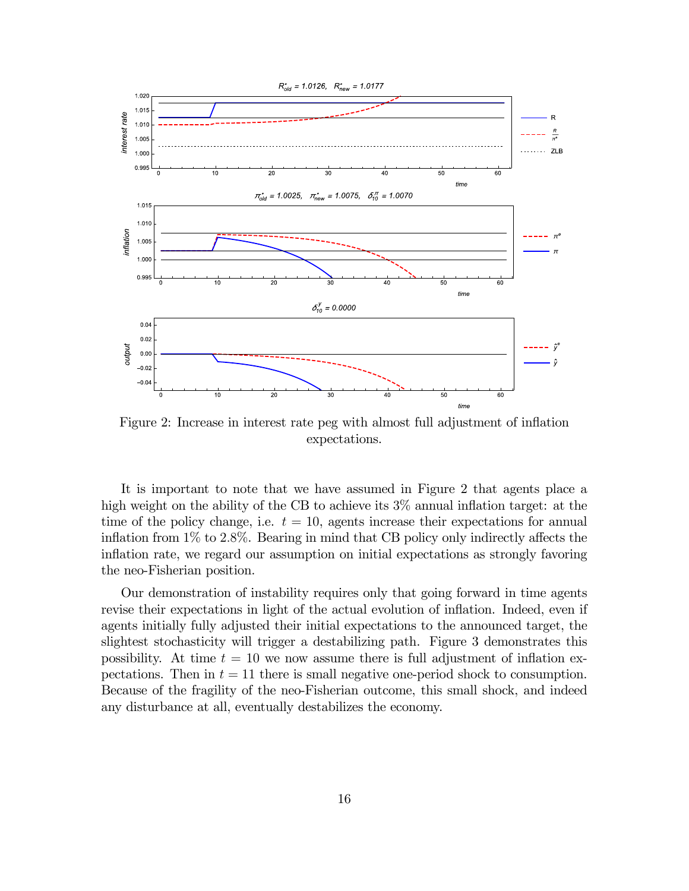Figure 2: Increase in interest rate peg with almost full adjustment of inflation expectations.

It is important to note that we have assumed in Figure 2 that agents place a high weight on the ability of the CB to achieve its 3% annual inflation target: at the time of the policy change, i.e. $t = 10$, agents increase their expectations for annual inflation from 1% to 2.8%. Bearing in mind that CB policy only indirectly affects the inflation rate, we regard our assumption on initial expectations as strongly favoring the neo-Fisherian position.

Our demonstration of instability requires only that going forward in time agents revise their expectations in light of the actual evolution of inflation. Indeed, even if agents initially fully adjusted their initial expectations to the announced target, the slightest stochasticity will trigger a destabilizing path. Figure 3 demonstrates this possibility. At time $t = 10$ we now assume there is full adjustment of inflation expectations. Then in $t = 11$ there is small negative one-period shock to consumption. Because of the fragility of the neo-Fisherian outcome, this small shock, and indeed any disturbance at all, eventually destabilizes the economy.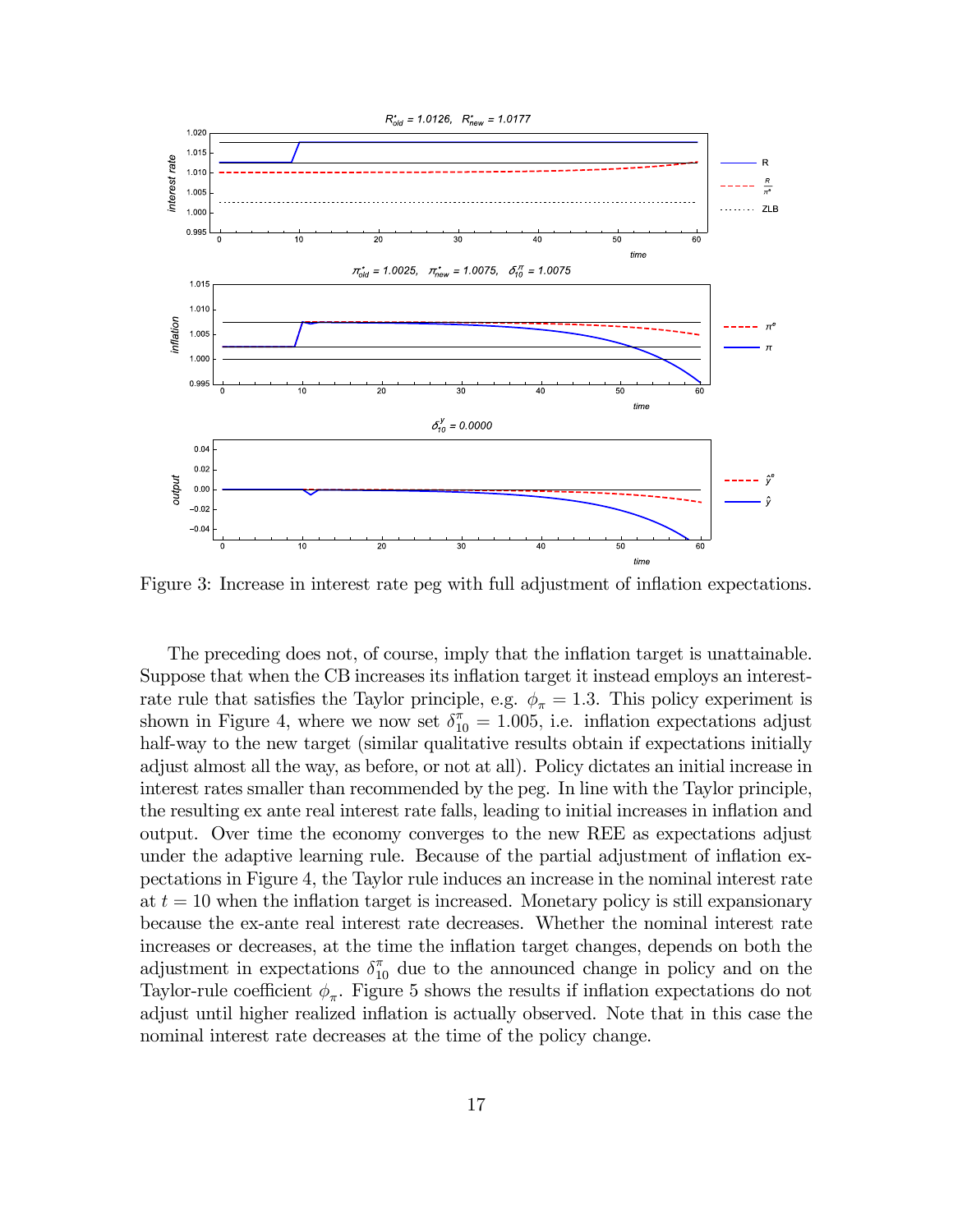Figure 3: Increase in interest rate peg with full adjustment of inflation expectations.

The preceding does not, of course, imply that the inflation target is unattainable. Suppose that when the CB increases its inflation target it instead employs an interest-rate rule that satisfies the Taylor principle, e.g. $\phi_\pi = 1.3$. This policy experiment is shown in Figure 4, where we now set $\delta_{10}^{\pi} = 1.005$, i.e. inflation expectations adjust half-way to the new target (similar qualitative results obtain if expectations initially adjust almost all the way, as before, or not at all). Policy dictates an initial increase in interest rates smaller than recommended by the peg. In line with the Taylor principle, the resulting ex ante real interest rate falls, leading to initial increases in inflation and output. Over time the economy converges to the new REE as expectations adjust under the adaptive learning rule. Because of the partial adjustment of inflation expectations in Figure 4, the Taylor rule induces an increase in the nominal interest rate at $t = 10$ when the inflation target is increased. Monetary policy is still expansionary because the ex-ante real interest rate decreases. Whether the nominal interest rate increases or decreases, at the time the inflation target changes, depends on both the adjustment in expectations $\delta_{10}^{\pi}$ due to the announced change in policy and on the Taylor-rule coefficient $\phi_\pi$. Figure 5 shows the results if inflation expectations do not adjust until higher realized inflation is actually observed. Note that in this case the nominal interest rate decreases at the time of the policy change.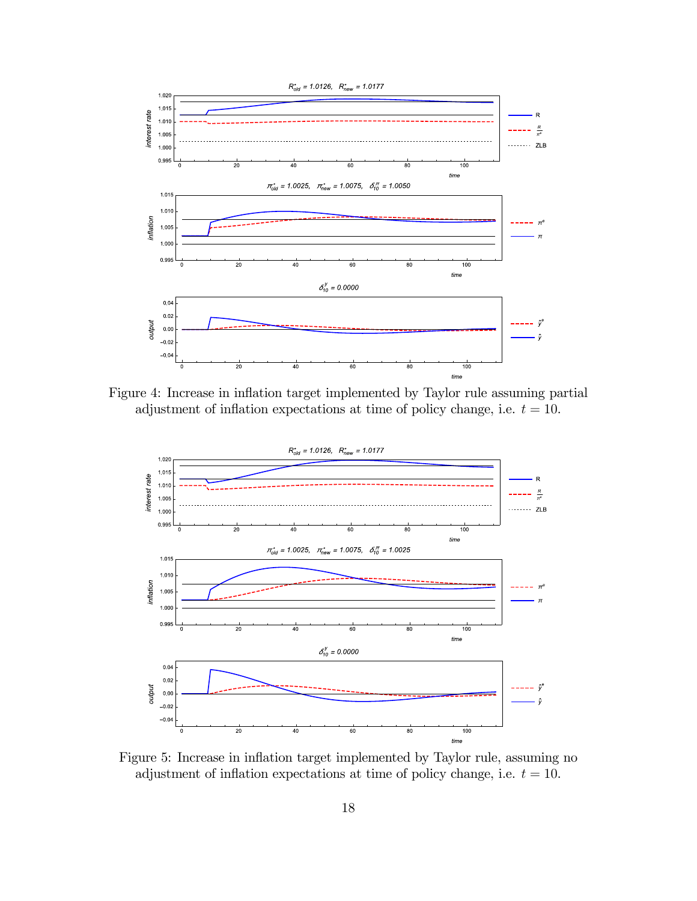Figure 4: Increase in inflation target implemented by Taylor rule assuming partial adjustment of inflation expectations at time of policy change, i.e. $t = 10$.

Figure 5: Increase in inflation target implemented by Taylor rule, assuming no adjustment of inflation expectations at time of policy change, i.e. $t = 10$.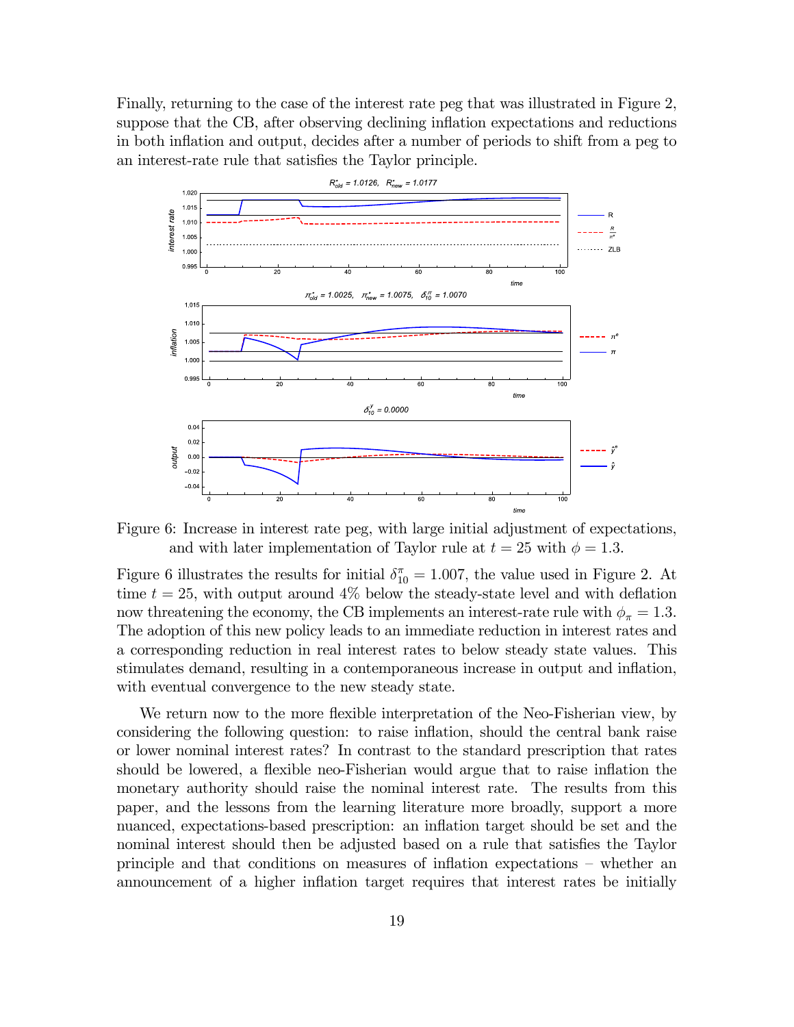Finally, returning to the case of the interest rate peg that was illustrated in Figure 2, suppose that the CB, after observing declining inflation expectations and reductions in both inflation and output, decides after a number of periods to shift from a peg to an interest-rate rule that satisfies the Taylor principle.

Figure 6: Increase in interest rate peg, with large initial adjustment of expectations, and with later implementation of Taylor rule at $t = 25$ with $\phi = 1.3$.

Figure 6 illustrates the results for initial $\delta_{10}^{\pi} = 1.007$, the value used in Figure 2. At time $t = 25$, with output around 4% below the steady-state level and with deflation now threatening the economy, the CB implements an interest-rate rule with $\phi_{\pi} = 1.3$. The adoption of this new policy leads to an immediate reduction in interest rates and a corresponding reduction in real interest rates to below steady state values. This stimulates demand, resulting in a contemporaneous increase in output and inflation, with eventual convergence to the new steady state.

We return now to the more flexible interpretation of the Neo-Fisherian view, by considering the following question: to raise inflation, should the central bank raise or lower nominal interest rates? In contrast to the standard prescription that rates should be lowered, a flexible neo-Fisherian would argue that to raise inflation the monetary authority should raise the nominal interest rate. The results from this paper, and the lessons from the learning literature more broadly, support a more nuanced, expectations-based prescription: an inflation target should be set and the nominal interest should then be adjusted based on a rule that satisfies the Taylor principle and that conditions on measures of inflation expectations – whether an announcement of a higher inflation target requires that interest rates be initially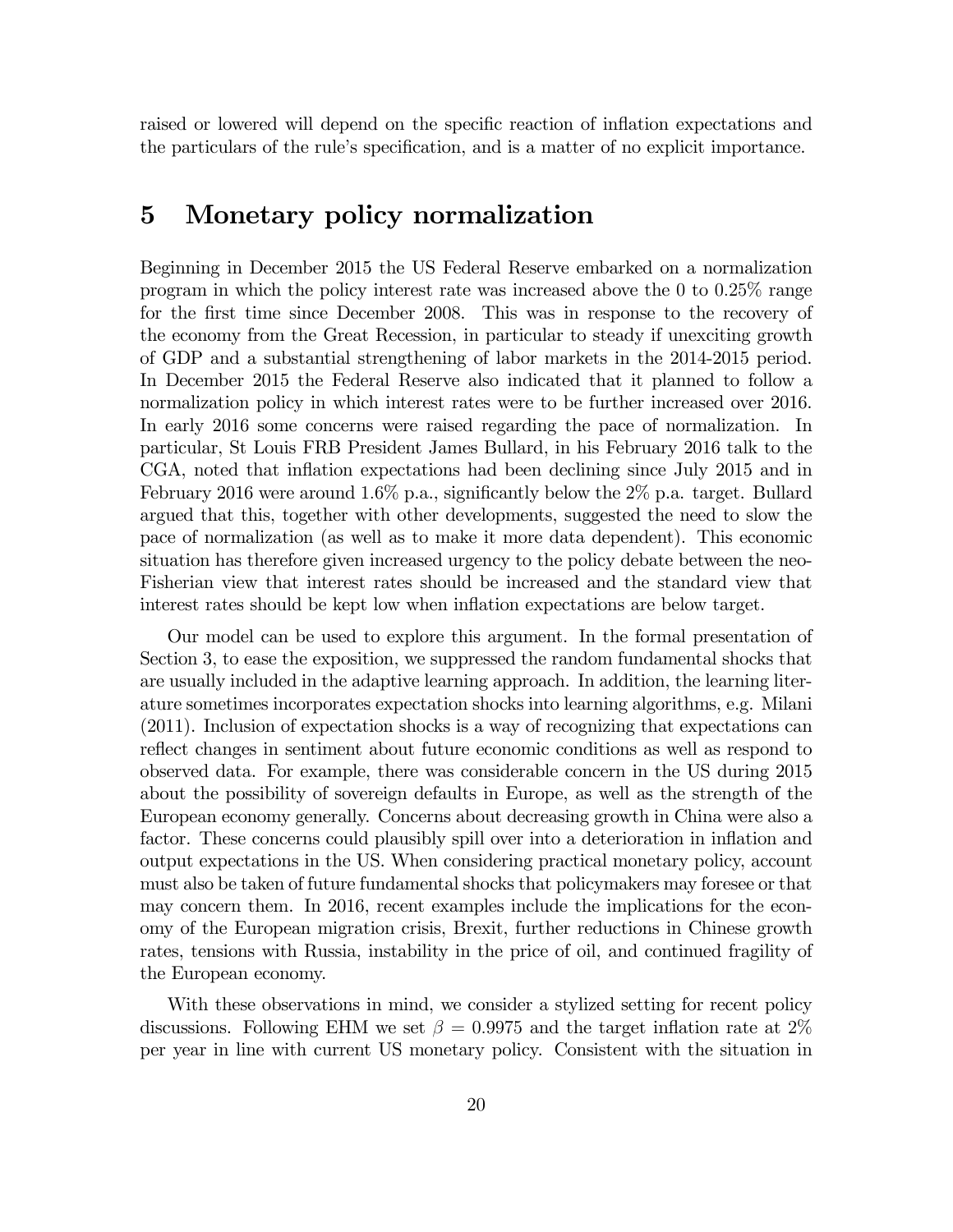raised or lowered will depend on the specific reaction of inflation expectations and the particulars of the rule's specification, and is a matter of no explicit importance.

# 5 Monetary policy normalization

Beginning in December 2015 the US Federal Reserve embarked on a normalization program in which the policy interest rate was increased above the 0 to 0.25% range for the first time since December 2008. This was in response to the recovery of the economy from the Great Recession, in particular to steady if unexciting growth of GDP and a substantial strengthening of labor markets in the 2014-2015 period. In December 2015 the Federal Reserve also indicated that it planned to follow a normalization policy in which interest rates were to be further increased over 2016. In early 2016 some concerns were raised regarding the pace of normalization. In particular, St Louis FRB President James Bullard, in his February 2016 talk to the CGA, noted that inflation expectations had been declining since July 2015 and in February 2016 were around 1.6% p.a., significantly below the 2% p.a. target. Bullard argued that this, together with other developments, suggested the need to slow the pace of normalization (as well as to make it more data dependent). This economic situation has therefore given increased urgency to the policy debate between the neo-Fisherian view that interest rates should be increased and the standard view that interest rates should be kept low when inflation expectations are below target.

Our model can be used to explore this argument. In the formal presentation of Section 3, to ease the exposition, we suppressed the random fundamental shocks that are usually included in the adaptive learning approach. In addition, the learning literature sometimes incorporates expectation shocks into learning algorithms, e.g. Milani (2011). Inclusion of expectation shocks is a way of recognizing that expectations can reflect changes in sentiment about future economic conditions as well as respond to observed data. For example, there was considerable concern in the US during 2015 about the possibility of sovereign defaults in Europe, as well as the strength of the European economy generally. Concerns about decreasing growth in China were also a factor. These concerns could plausibly spill over into a deterioration in inflation and output expectations in the US. When considering practical monetary policy, account must also be taken of future fundamental shocks that policymakers may foresee or that may concern them. In 2016, recent examples include the implications for the economy of the European migration crisis, Brexit, further reductions in Chinese growth rates, tensions with Russia, instability in the price of oil, and continued fragility of the European economy.

With these observations in mind, we consider a stylized setting for recent policy discussions. Following EHM we set $\beta = 0.9975$ and the target inflation rate at 2% per year in line with current US monetary policy. Consistent with the situation in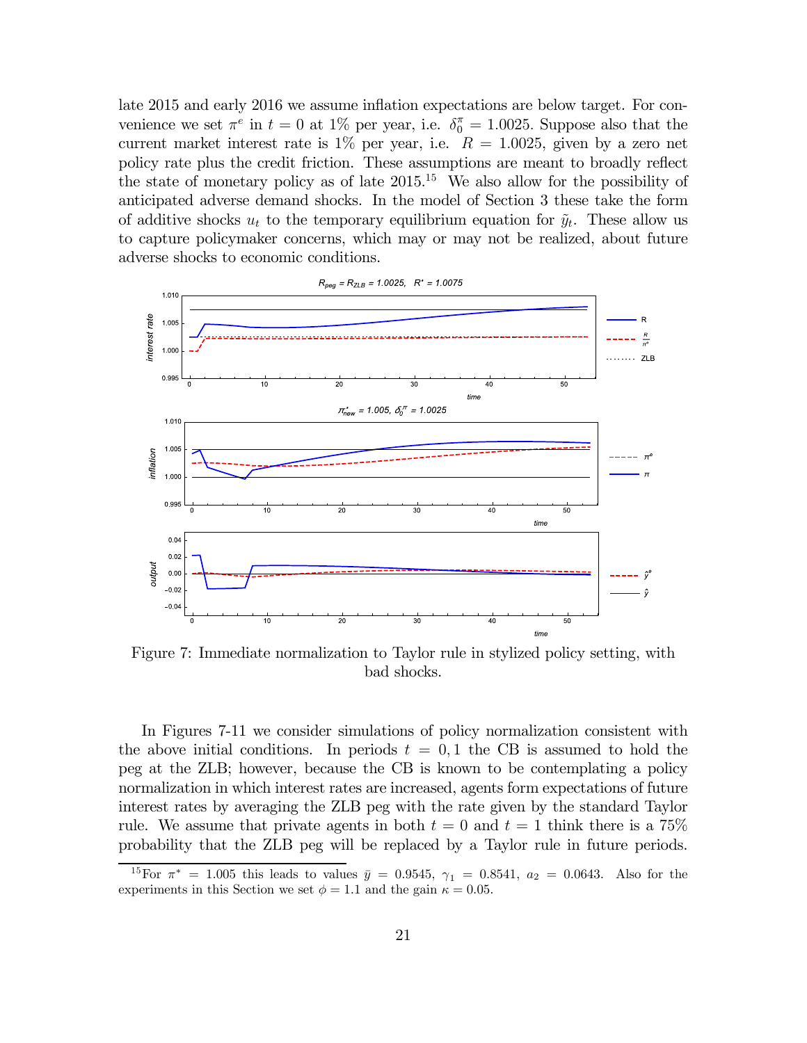late 2015 and early 2016 we assume inflation expectations are below target. For convenience we set $\pi^e$ in $t = 0$ at 1% per year, i.e. $\delta_0^\pi = 1.0025$. Suppose also that the current market interest rate is 1% per year, i.e. $R = 1.0025$, given by a zero net policy rate plus the credit friction. These assumptions are meant to broadly reflect the state of monetary policy as of late 2015.[15] We also allow for the possibility of anticipated adverse demand shocks. In the model of Section 3 these take the form of additive shocks $u_t$ to the temporary equilibrium equation for $\tilde{y}_t$. These allow us to capture policymaker concerns, which may or may not be realized, about future adverse shocks to economic conditions.

Figure 7: Immediate normalization to Taylor rule in stylized policy setting, with bad shocks.

In Figures 7-11 we consider simulations of policy normalization consistent with the above initial conditions. In periods $t = 0, 1$ the CB is assumed to hold the peg at the ZLB; however, because the CB is known to be contemplating a policy normalization in which interest rates are increased, agents form expectations of future interest rates by averaging the ZLB peg with the rate given by the standard Taylor rule. We assume that private agents in both $t = 0$ and $t = 1$ think there is a 75% probability that the ZLB peg will be replaced by a Taylor rule in future periods.

[15] For $\pi^* = 1.005$ this leads to values $\bar{y} = 0.9545$, $\gamma_1 = 0.8541$, $a_2 = 0.0643$. Also for the experiments in this Section we set $\phi = 1.1$ and the gain $\kappa = 0.05$.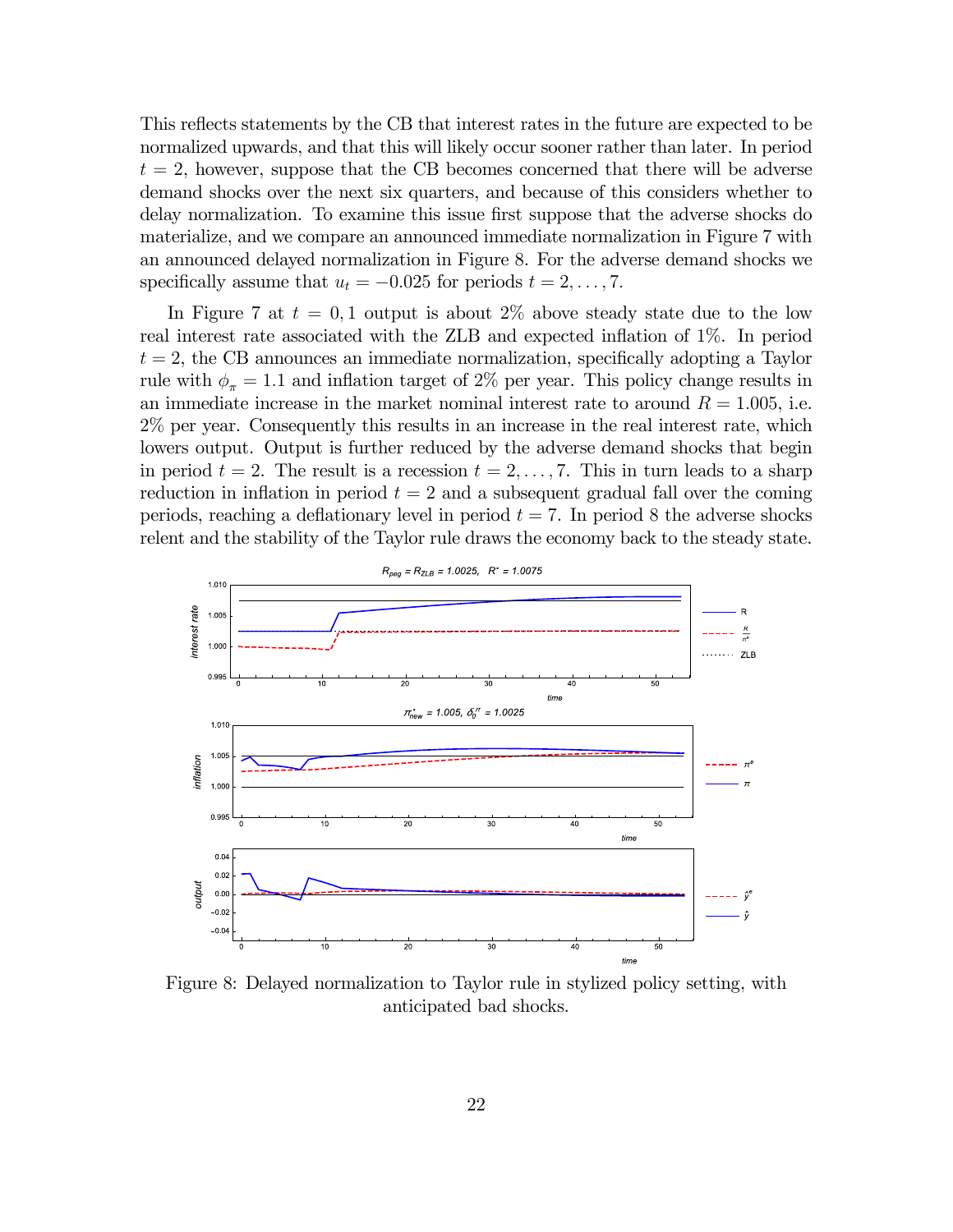This reflects statements by the CB that interest rates in the future are expected to be normalized upwards, and that this will likely occur sooner rather than later. In period $t = 2$, however, suppose that the CB becomes concerned that there will be adverse demand shocks over the next six quarters, and because of this considers whether to delay normalization. To examine this issue first suppose that the adverse shocks do materialize, and we compare an announced immediate normalization in Figure 7 with an announced delayed normalization in Figure 8. For the adverse demand shocks we specifically assume that $u_t = -0.025$ for periods $t = 2, \ldots, 7$.

In Figure 7 at $t = 0, 1$ output is about 2% above steady state due to the low real interest rate associated with the ZLB and expected inflation of 1%. In period $t = 2$, the CB announces an immediate normalization, specifically adopting a Taylor rule with $\phi_\pi = 1.1$ and inflation target of 2% per year. This policy change results in an immediate increase in the market nominal interest rate to around $R = 1.005$, i.e. 2% per year. Consequently this results in an increase in the real interest rate, which lowers output. Output is further reduced by the adverse demand shocks that begin in period $t = 2$. The result is a recession $t = 2, \ldots, 7$. This in turn leads to a sharp reduction in inflation in period $t = 2$ and a subsequent gradual fall over the coming periods, reaching a deflationary level in period $t = 7$. In period 8 the adverse shocks relent and the stability of the Taylor rule draws the economy back to the steady state.

Figure 8: Delayed normalization to Taylor rule in stylized policy setting, with anticipated bad shocks.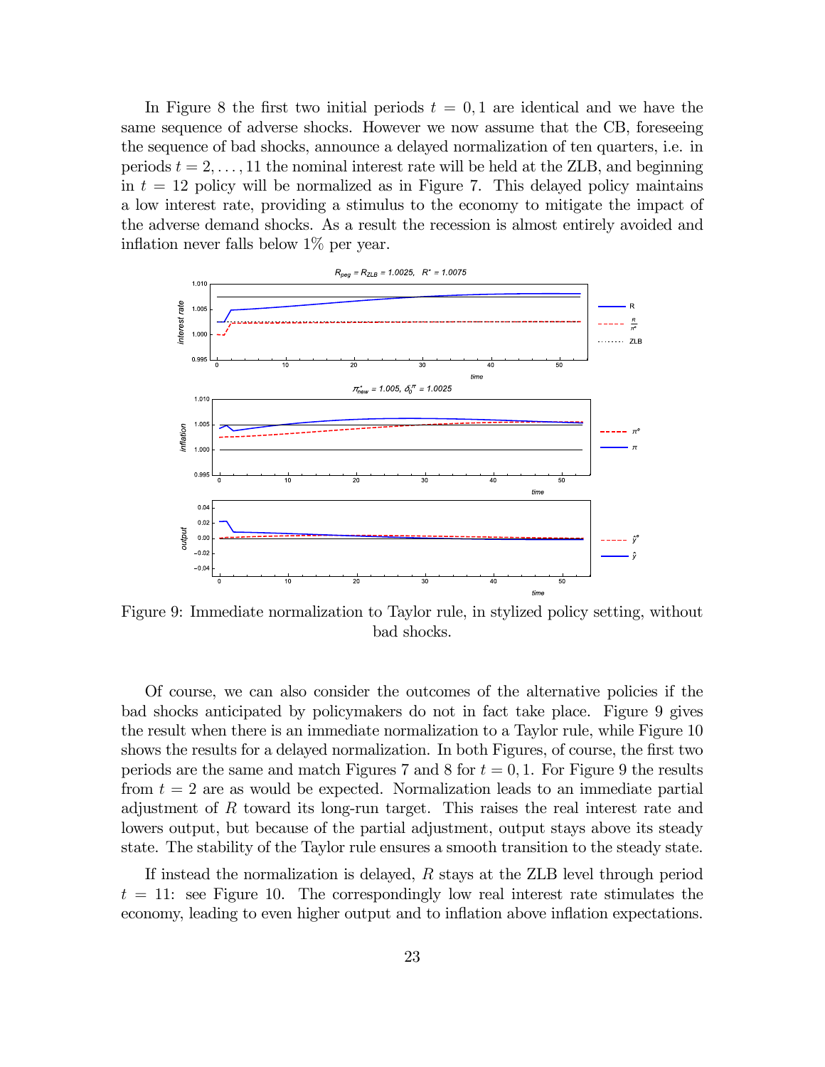In Figure 8 the first two initial periods $t = 0, 1$ are identical and we have the same sequence of adverse shocks. However we now assume that the CB, foreseeing the sequence of bad shocks, announce a delayed normalization of ten quarters, i.e. in periods $t = 2, \ldots, 11$ the nominal interest rate will be held at the ZLB, and beginning in $t = 12$ policy will be normalized as in Figure 7. This delayed policy maintains a low interest rate, providing a stimulus to the economy to mitigate the impact of the adverse demand shocks. As a result the recession is almost entirely avoided and inflation never falls below 1% per year.

Figure 9: Immediate normalization to Taylor rule, in stylized policy setting, without bad shocks.

Of course, we can also consider the outcomes of the alternative policies if the bad shocks anticipated by policymakers do not in fact take place. Figure 9 gives the result when there is an immediate normalization to a Taylor rule, while Figure 10 shows the results for a delayed normalization. In both Figures, of course, the first two periods are the same and match Figures 7 and 8 for $t = 0, 1$. For Figure 9 the results from $t = 2$ are as would be expected. Normalization leads to an immediate partial adjustment of $R$ toward its long-run target. This raises the real interest rate and lowers output, but because of the partial adjustment, output stays above its steady state. The stability of the Taylor rule ensures a smooth transition to the steady state.

If instead the normalization is delayed, $R$ stays at the ZLB level through period $t = 11$: see Figure 10. The correspondingly low real interest rate stimulates the economy, leading to even higher output and to inflation above inflation expectations.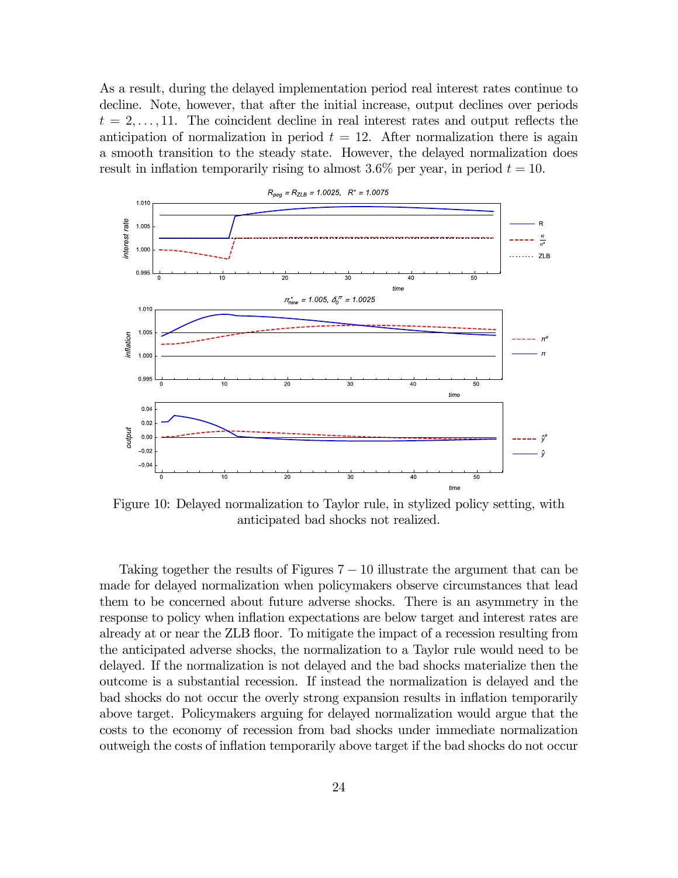As a result, during the delayed implementation period real interest rates continue to decline. Note, however, that after the initial increase, output declines over periods $t = 2, \ldots, 11$. The coincident decline in real interest rates and output reflects the anticipation of normalization in period $t = 12$. After normalization there is again a smooth transition to the steady state. However, the delayed normalization does result in inflation temporarily rising to almost 3.6% per year, in period $t = 10$.

Figure 10: Delayed normalization to Taylor rule, in stylized policy setting, with anticipated bad shocks not realized.

Taking together the results of Figures 7 − 10 illustrate the argument that can be made for delayed normalization when policymakers observe circumstances that lead them to be concerned about future adverse shocks. There is an asymmetry in the response to policy when inflation expectations are below target and interest rates are already at or near the ZLB floor. To mitigate the impact of a recession resulting from the anticipated adverse shocks, the normalization to a Taylor rule would need to be delayed. If the normalization is not delayed and the bad shocks materialize then the outcome is a substantial recession. If instead the normalization is delayed and the bad shocks do not occur the overly strong expansion results in inflation temporarily above target. Policymakers arguing for delayed normalization would argue that the costs to the economy of recession from bad shocks under immediate normalization outweigh the costs of inflation temporarily above target if the bad shocks do not occur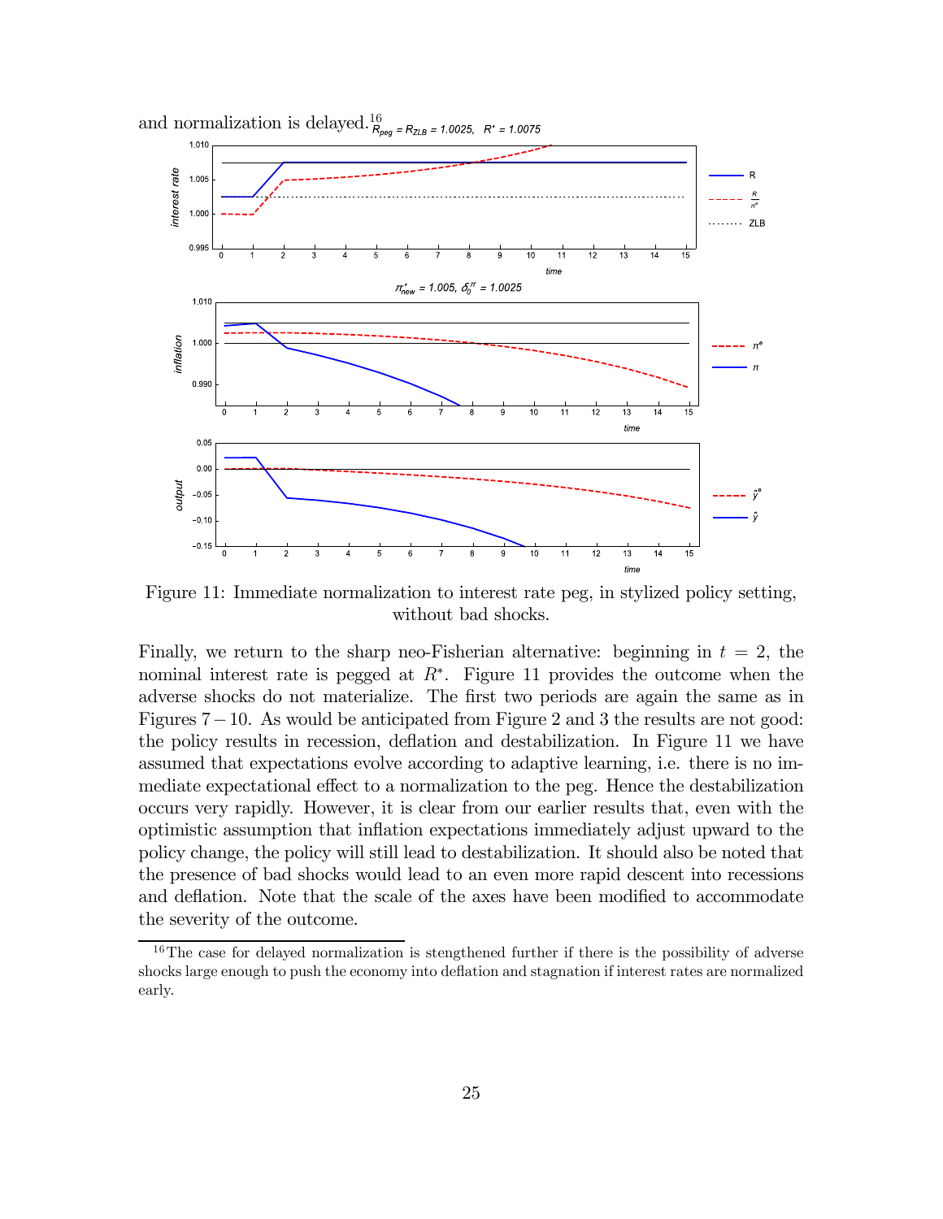and normalization is delayed.[16]

Figure 11: Immediate normalization to interest rate peg, in stylized policy setting, without bad shocks.

Finally, we return to the sharp neo-Fisherian alternative: beginning in $t = 2$, the nominal interest rate is pegged at $R^*$. Figure 11 provides the outcome when the adverse shocks do not materialize. The first two periods are again the same as in Figures $7-10$. As would be anticipated from Figure 2 and 3 the results are not good: the policy results in recession, deflation and destabilization. In Figure 11 we have assumed that expectations evolve according to adaptive learning, i.e. there is no immediate expectational effect to a normalization to the peg. Hence the destabilization occurs very rapidly. However, it is clear from our earlier results that, even with the optimistic assumption that inflation expectations immediately adjust upward to the policy change, the policy will still lead to destabilization. It should also be noted that the presence of bad shocks would lead to an even more rapid descent into recessions and deflation. Note that the scale of the axes have been modified to accommodate the severity of the outcome.

[16] The case for delayed normalization is stengthened further if there is the possibility of adverse shocks large enough to push the economy into deflation and stagnation if interest rates are normalized early.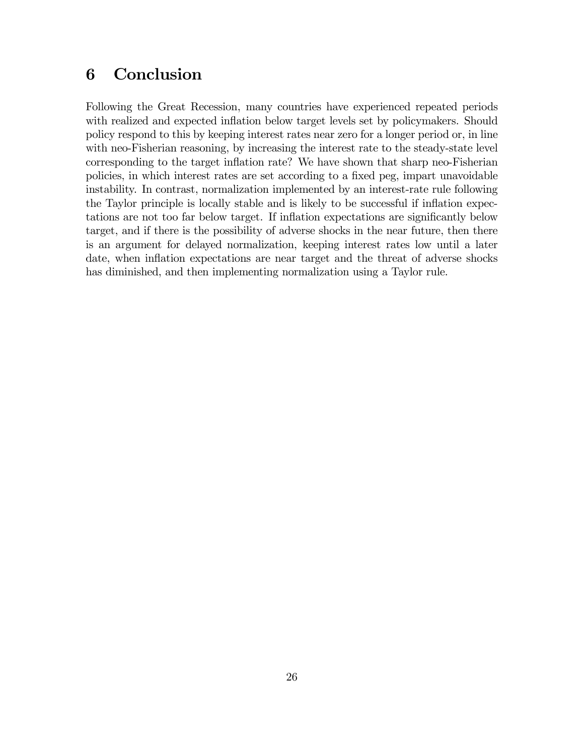# 6 Conclusion

Following the Great Recession, many countries have experienced repeated periods with realized and expected inflation below target levels set by policymakers. Should policy respond to this by keeping interest rates near zero for a longer period or, in line with neo-Fisherian reasoning, by increasing the interest rate to the steady-state level corresponding to the target inflation rate? We have shown that sharp neo-Fisherian policies, in which interest rates are set according to a fixed peg, impart unavoidable instability. In contrast, normalization implemented by an interest-rate rule following the Taylor principle is locally stable and is likely to be successful if inflation expectations are not too far below target. If inflation expectations are significantly below target, and if there is the possibility of adverse shocks in the near future, then there is an argument for delayed normalization, keeping interest rates low until a later date, when inflation expectations are near target and the threat of adverse shocks has diminished, and then implementing normalization using a Taylor rule.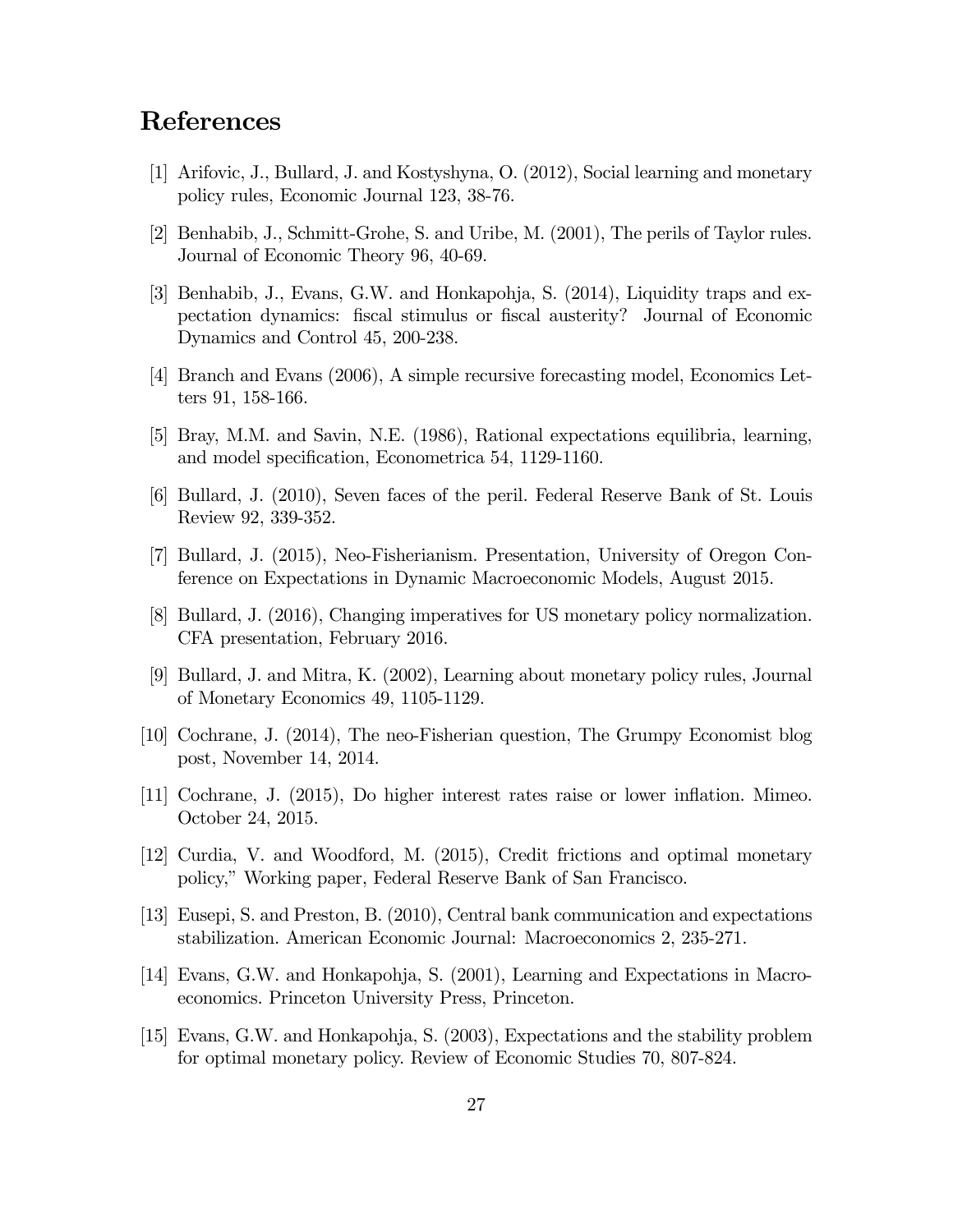# References

[1] Arifovic, J., Bullard, J. and Kostyshyna, O. (2012), Social learning and monetary policy rules, Economic Journal 123, 38-76.

[2] Benhabib, J., Schmitt-Grohe, S. and Uribe, M. (2001), The perils of Taylor rules. Journal of Economic Theory 96, 40-69.

[3] Benhabib, J., Evans, G.W. and Honkapohja, S. (2014), Liquidity traps and expectation dynamics: fiscal stimulus or fiscal austerity? Journal of Economic Dynamics and Control 45, 200-238.

[4] Branch and Evans (2006), A simple recursive forecasting model, Economics Letters 91, 158-166.

[5] Bray, M.M. and Savin, N.E. (1986), Rational expectations equilibria, learning, and model specification, Econometrica 54, 1129-1160.

[6] Bullard, J. (2010), Seven faces of the peril. Federal Reserve Bank of St. Louis Review 92, 339-352.

[7] Bullard, J. (2015), Neo-Fisherianism. Presentation, University of Oregon Conference on Expectations in Dynamic Macroeconomic Models, August 2015.

[8] Bullard, J. (2016), Changing imperatives for US monetary policy normalization. CFA presentation, February 2016.

[9] Bullard, J. and Mitra, K. (2002), Learning about monetary policy rules, Journal of Monetary Economics 49, 1105-1129.

[10] Cochrane, J. (2014), The neo-Fisherian question, The Grumpy Economist blog post, November 14, 2014.

[11] Cochrane, J. (2015), Do higher interest rates raise or lower inflation. Mimeo. October 24, 2015.

[12] Curdia, V. and Woodford, M. (2015), Credit frictions and optimal monetary policy," Working paper, Federal Reserve Bank of San Francisco.

[13] Eusepi, S. and Preston, B. (2010), Central bank communication and expectations stabilization. American Economic Journal: Macroeconomics 2, 235-271.

[14] Evans, G.W. and Honkapohja, S. (2001), Learning and Expectations in Macroeconomics. Princeton University Press, Princeton.

[15] Evans, G.W. and Honkapohja, S. (2003), Expectations and the stability problem for optimal monetary policy. Review of Economic Studies 70, 807-824.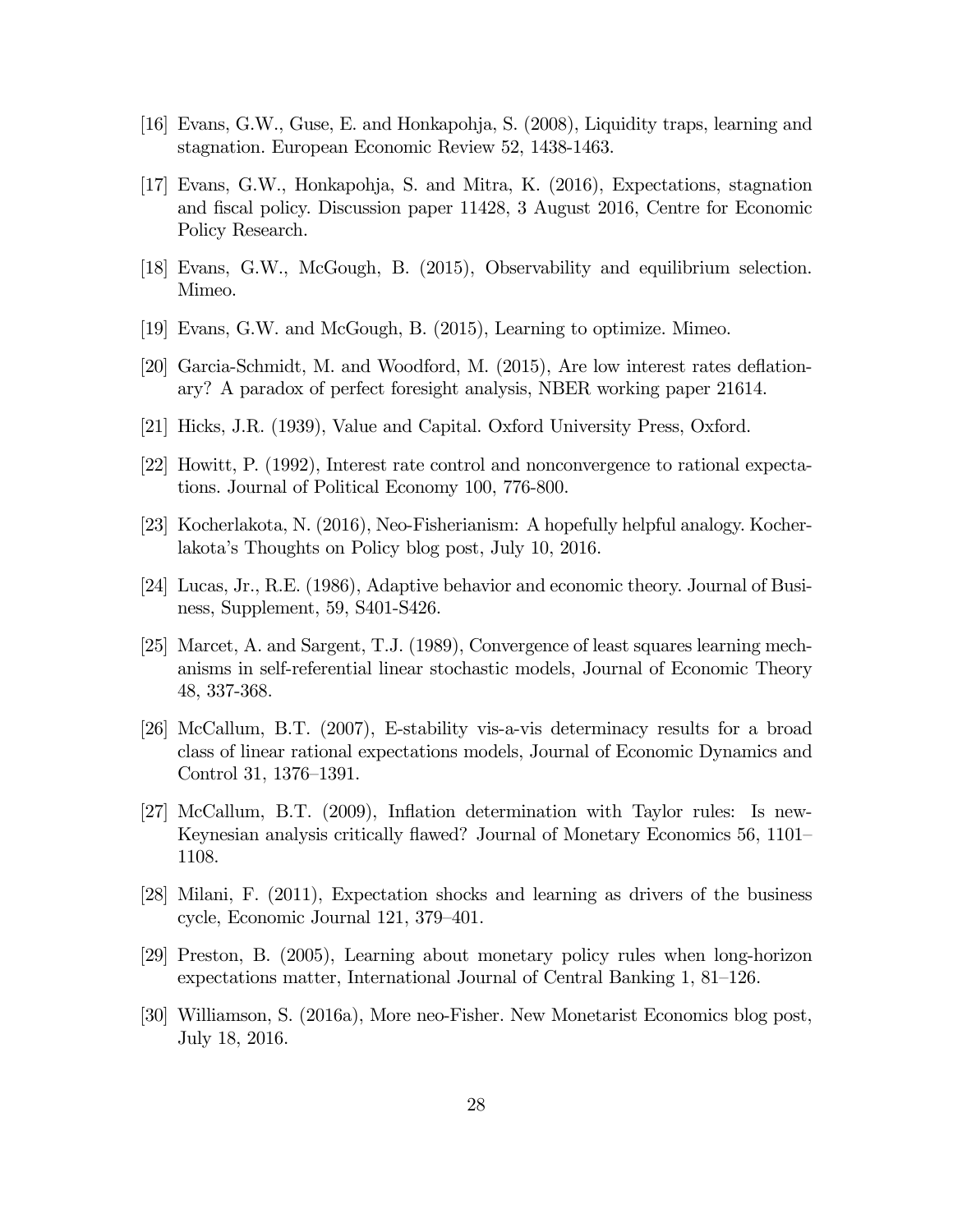[16] Evans, G.W., Guse, E. and Honkapohja, S. (2008), Liquidity traps, learning and stagnation. European Economic Review 52, 1438-1463.

[17] Evans, G.W., Honkapohja, S. and Mitra, K. (2016), Expectations, stagnation and fiscal policy. Discussion paper 11428, 3 August 2016, Centre for Economic Policy Research.

[18] Evans, G.W., McGough, B. (2015), Observability and equilibrium selection. Mimeo.

[19] Evans, G.W. and McGough, B. (2015), Learning to optimize. Mimeo.

[20] Garcia-Schmidt, M. and Woodford, M. (2015), Are low interest rates deflationary? A paradox of perfect foresight analysis, NBER working paper 21614.

[21] Hicks, J.R. (1939), Value and Capital. Oxford University Press, Oxford.

[22] Howitt, P. (1992), Interest rate control and nonconvergence to rational expectations. Journal of Political Economy 100, 776-800.

[23] Kocherlakota, N. (2016), Neo-Fisherianism: A hopefully helpful analogy. Kocherlakota's Thoughts on Policy blog post, July 10, 2016.

[24] Lucas, Jr., R.E. (1986), Adaptive behavior and economic theory. Journal of Business, Supplement, 59, S401-S426.

[25] Marcet, A. and Sargent, T.J. (1989), Convergence of least squares learning mechanisms in self-referential linear stochastic models, Journal of Economic Theory 48, 337-368.

[26] McCallum, B.T. (2007), E-stability vis-a-vis determinacy results for a broad class of linear rational expectations models, Journal of Economic Dynamics and Control 31, 1376–1391.

[27] McCallum, B.T. (2009), Inflation determination with Taylor rules: Is new-Keynesian analysis critically flawed? Journal of Monetary Economics 56, 1101–1108.

[28] Milani, F. (2011), Expectation shocks and learning as drivers of the business cycle, Economic Journal 121, 379–401.

[29] Preston, B. (2005), Learning about monetary policy rules when long-horizon expectations matter, International Journal of Central Banking 1, 81–126.

[30] Williamson, S. (2016a), More neo-Fisher. New Monetarist Economics blog post, July 18, 2016.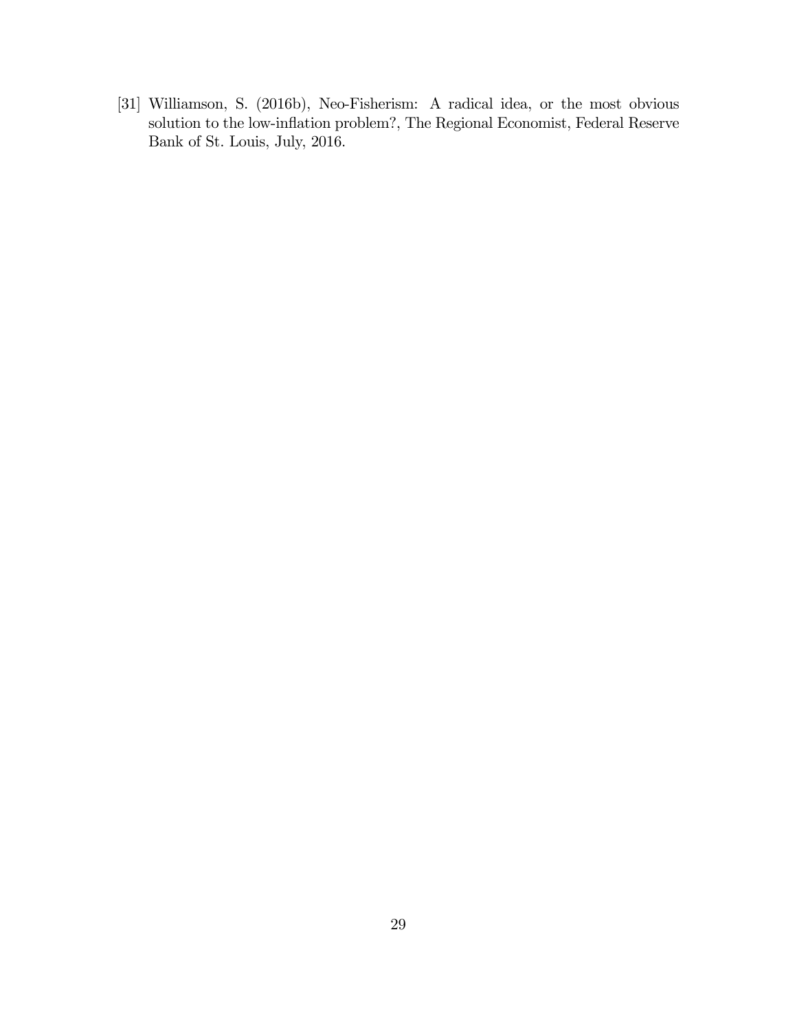[31] Williamson, S. (2016b), Neo-Fisherism: A radical idea, or the most obvious solution to the low-inflation problem?, The Regional Economist, Federal Reserve Bank of St. Louis, July, 2016.